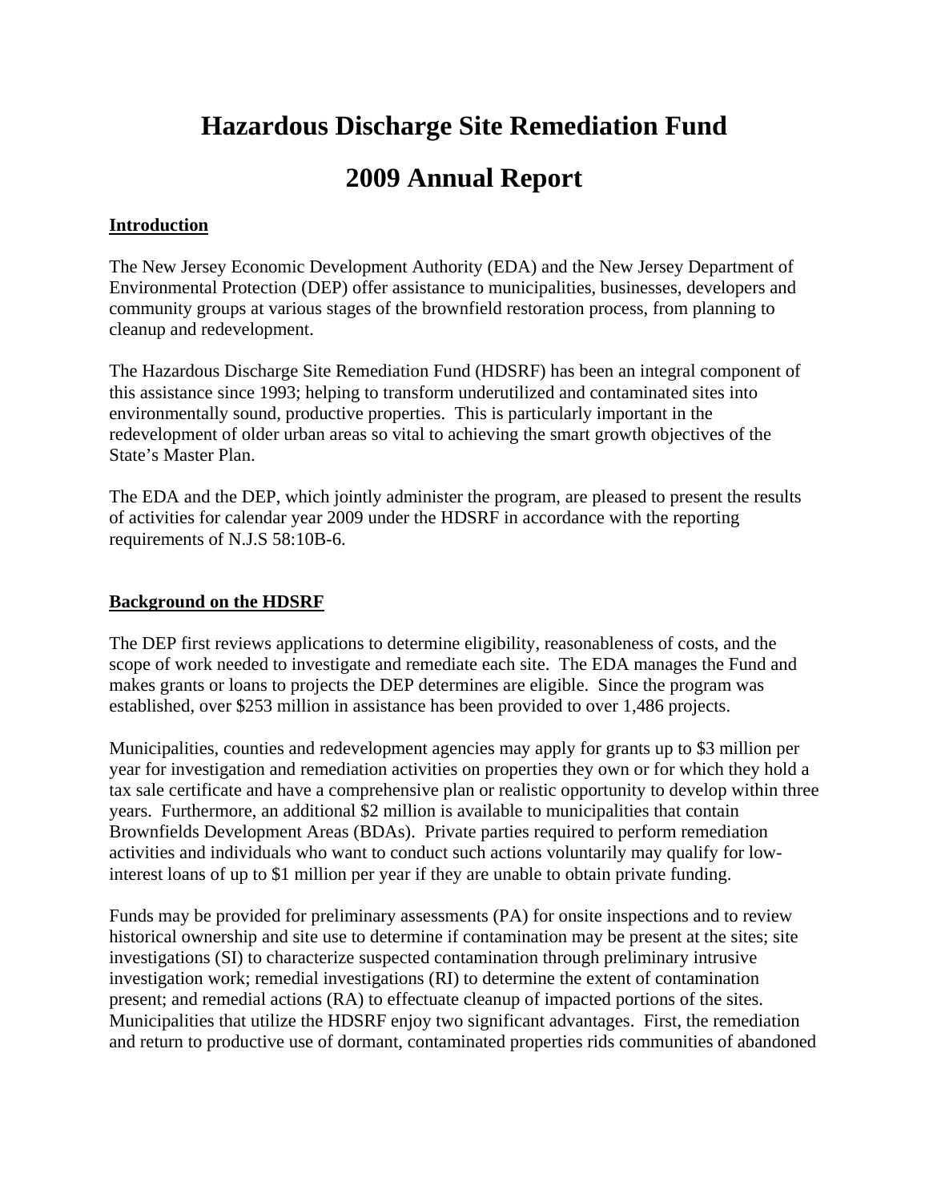# Hazardous Discharge Site Remediation Fund

# 2009 Annual Report

## Introduction

The New Jersey Economic Development Authority (EDA) and the New Jersey Department of Environmental Protection (DEP) offer assistance to municipalities, businesses, developers and community groups at various stages of the brownfield restoration process, from planning to cleanup and redevelopment.

The Hazardous Discharge Site Remediation Fund (HDSRF) has been an integral component of this assistance since 1993; helping to transform underutilized and contaminated sites into environmentally sound, productive properties. This is particularly important in the redevelopment of older urban areas so vital to achieving the smart growth objectives of the State's Master Plan.

The EDA and the DEP, which jointly administer the program, are pleased to present the results of activities for calendar year 2009 under the HDSRF in accordance with the reporting requirements of N.J.S 58:10B-6.

## Background on the HDSRF

The DEP first reviews applications to determine eligibility, reasonableness of costs, and the scope of work needed to investigate and remediate each site. The EDA manages the Fund and makes grants or loans to projects the DEP determines are eligible. Since the program was established, over $253 million in assistance has been provided to over 1,486 projects.

Municipalities, counties and redevelopment agencies may apply for grants up to $3 million per year for investigation and remediation activities on properties they own or for which they hold a tax sale certificate and have a comprehensive plan or realistic opportunity to develop within three years. Furthermore, an additional $2 million is available to municipalities that contain Brownfields Development Areas (BDAs). Private parties required to perform remediation activities and individuals who want to conduct such actions voluntarily may qualify for low-interest loans of up to $1 million per year if they are unable to obtain private funding.

Funds may be provided for preliminary assessments (PA) for onsite inspections and to review historical ownership and site use to determine if contamination may be present at the sites; site investigations (SI) to characterize suspected contamination through preliminary intrusive investigation work; remedial investigations (RI) to determine the extent of contamination present; and remedial actions (RA) to effectuate cleanup of impacted portions of the sites. Municipalities that utilize the HDSRF enjoy two significant advantages. First, the remediation and return to productive use of dormant, contaminated properties rids communities of abandoned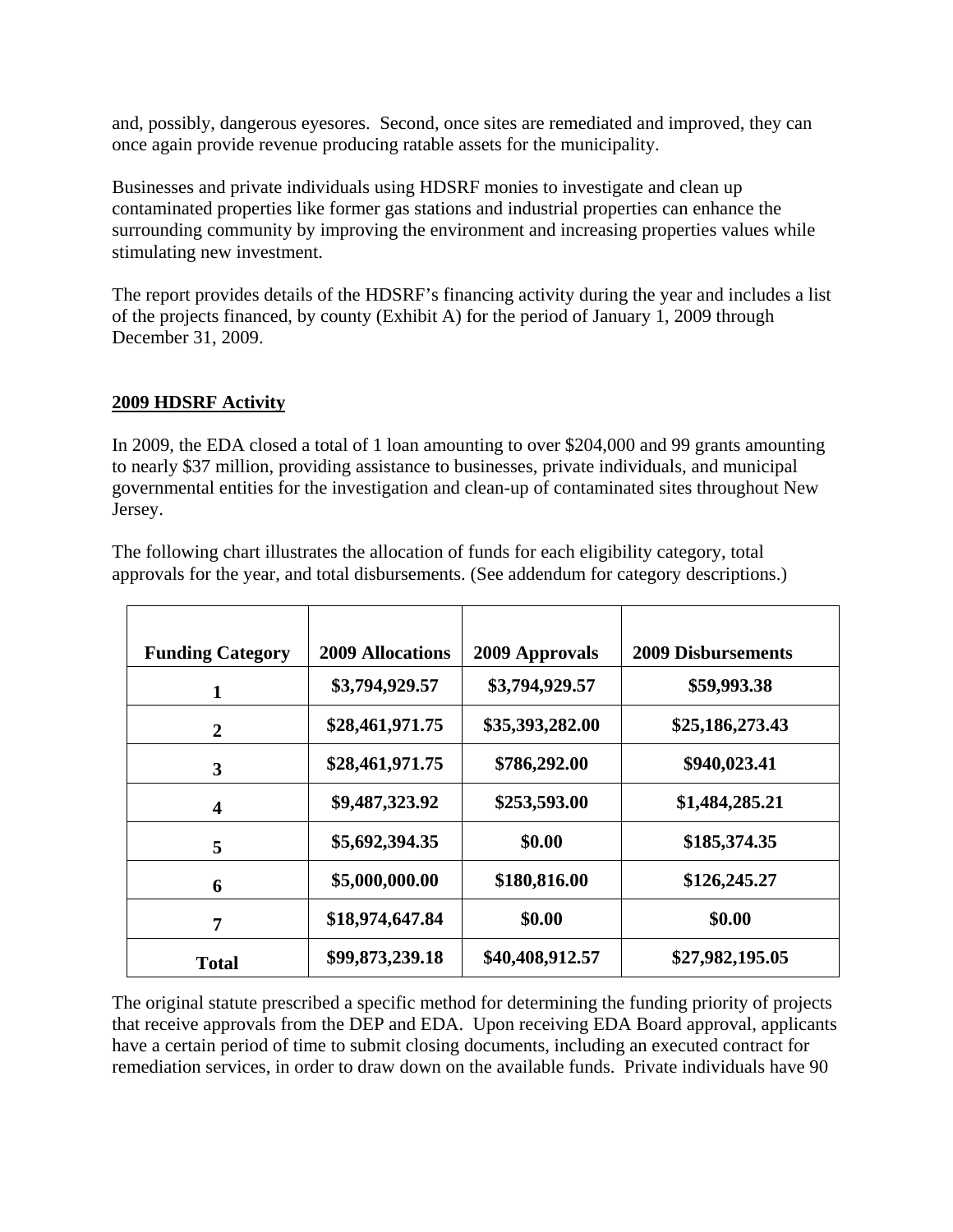and, possibly, dangerous eyesores. Second, once sites are remediated and improved, they can once again provide revenue producing ratable assets for the municipality.

Businesses and private individuals using HDSRF monies to investigate and clean up contaminated properties like former gas stations and industrial properties can enhance the surrounding community by improving the environment and increasing properties values while stimulating new investment.

The report provides details of the HDSRF's financing activity during the year and includes a list of the projects financed, by county (Exhibit A) for the period of January 1, 2009 through December 31, 2009.

## 2009 HDSRF Activity

In 2009, the EDA closed a total of 1 loan amounting to over $204,000 and 99 grants amounting to nearly $37 million, providing assistance to businesses, private individuals, and municipal governmental entities for the investigation and clean-up of contaminated sites throughout New Jersey.

The following chart illustrates the allocation of funds for each eligibility category, total approvals for the year, and total disbursements. (See addendum for category descriptions.)

| Funding Category | 2009 Allocations | 2009 Approvals | 2009 Disbursements |
|---|---|---|---|
| 1 | $3,794,929.57 | $3,794,929.57 | $59,993.38 |
| 2 | $28,461,971.75 | $35,393,282.00 | $25,186,273.43 |
| 3 | $28,461,971.75 | $786,292.00 | $940,023.41 |
| 4 | $9,487,323.92 | $253,593.00 | $1,484,285.21 |
| 5 | $5,692,394.35 | $0.00 | $185,374.35 |
| 6 | $5,000,000.00 | $180,816.00 | $126,245.27 |
| 7 | $18,974,647.84 | $0.00 | $0.00 |
| **Total** | **$99,873,239.18** | **$40,408,912.57** | **$27,982,195.05** |

The original statute prescribed a specific method for determining the funding priority of projects that receive approvals from the DEP and EDA. Upon receiving EDA Board approval, applicants have a certain period of time to submit closing documents, including an executed contract for remediation services, in order to draw down on the available funds. Private individuals have 90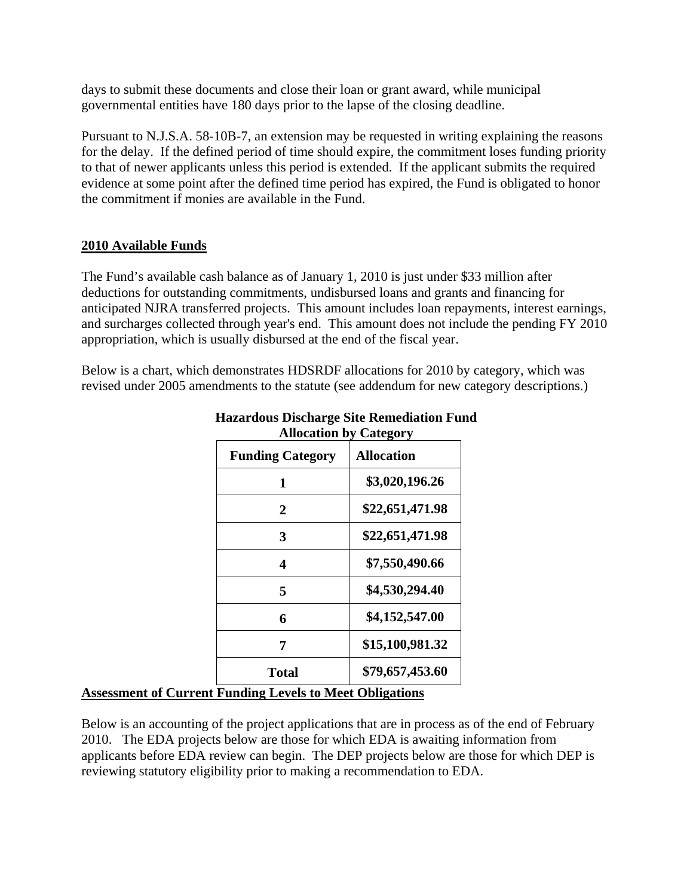days to submit these documents and close their loan or grant award, while municipal governmental entities have 180 days prior to the lapse of the closing deadline.

Pursuant to N.J.S.A. 58-10B-7, an extension may be requested in writing explaining the reasons for the delay. If the defined period of time should expire, the commitment loses funding priority to that of newer applicants unless this period is extended. If the applicant submits the required evidence at some point after the defined time period has expired, the Fund is obligated to honor the commitment if monies are available in the Fund.

## 2010 Available Funds

The Fund's available cash balance as of January 1, 2010 is just under $33 million after deductions for outstanding commitments, undisbursed loans and grants and financing for anticipated NJRA transferred projects. This amount includes loan repayments, interest earnings, and surcharges collected through year's end. This amount does not include the pending FY 2010 appropriation, which is usually disbursed at the end of the fiscal year.

Below is a chart, which demonstrates HDSRDF allocations for 2010 by category, which was revised under 2005 amendments to the statute (see addendum for new category descriptions.)

**Hazardous Discharge Site Remediation Fund**
**Allocation by Category**

| Funding Category | Allocation |
|---|---|
| **1** | **$3,020,196.26** |
| **2** | **$22,651,471.98** |
| **3** | **$22,651,471.98** |
| **4** | **$7,550,490.66** |
| **5** | **$4,530,294.40** |
| **6** | **$4,152,547.00** |
| **7** | **$15,100,981.32** |
| **Total** | **$79,657,453.60** |

## Assessment of Current Funding Levels to Meet Obligations

Below is an accounting of the project applications that are in process as of the end of February 2010. The EDA projects below are those for which EDA is awaiting information from applicants before EDA review can begin. The DEP projects below are those for which DEP is reviewing statutory eligibility prior to making a recommendation to EDA.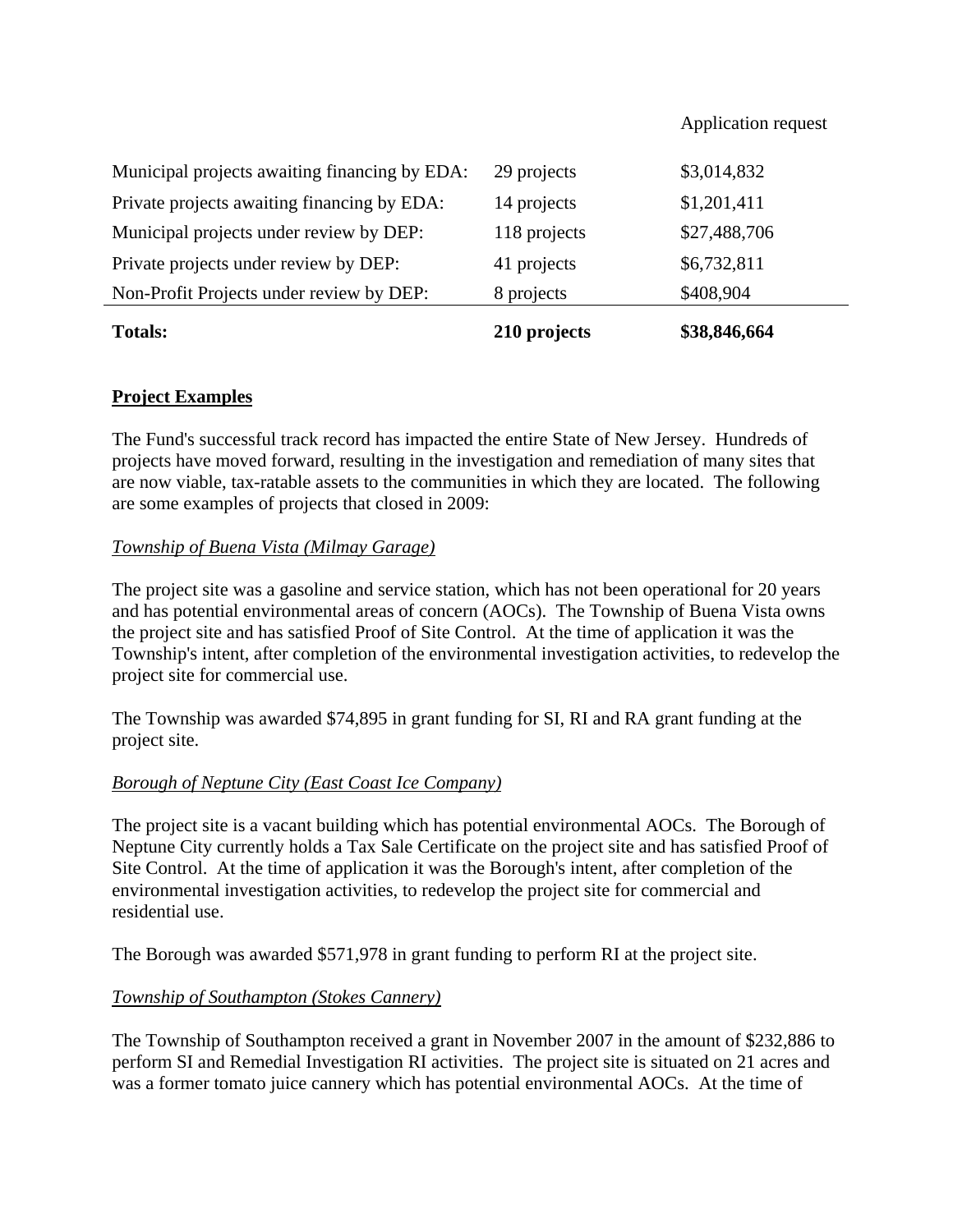| | | Application request |
|---|---|---|
| Municipal projects awaiting financing by EDA: | 29 projects | $3,014,832 |
| Private projects awaiting financing by EDA: | 14 projects | $1,201,411 |
| Municipal projects under review by DEP: | 118 projects | $27,488,706 |
| Private projects under review by DEP: | 41 projects | $6,732,811 |
| Non-Profit Projects under review by DEP: | 8 projects | $408,904 |
| **Totals:** | **210 projects** | **$38,846,664** |

## Project Examples

The Fund's successful track record has impacted the entire State of New Jersey. Hundreds of projects have moved forward, resulting in the investigation and remediation of many sites that are now viable, tax-ratable assets to the communities in which they are located. The following are some examples of projects that closed in 2009:

*Township of Buena Vista (Milmay Garage)*

The project site was a gasoline and service station, which has not been operational for 20 years and has potential environmental areas of concern (AOCs). The Township of Buena Vista owns the project site and has satisfied Proof of Site Control. At the time of application it was the Township's intent, after completion of the environmental investigation activities, to redevelop the project site for commercial use.

The Township was awarded $74,895 in grant funding for SI, RI and RA grant funding at the project site.

*Borough of Neptune City (East Coast Ice Company)*

The project site is a vacant building which has potential environmental AOCs. The Borough of Neptune City currently holds a Tax Sale Certificate on the project site and has satisfied Proof of Site Control. At the time of application it was the Borough's intent, after completion of the environmental investigation activities, to redevelop the project site for commercial and residential use.

The Borough was awarded $571,978 in grant funding to perform RI at the project site.

*Township of Southampton (Stokes Cannery)*

The Township of Southampton received a grant in November 2007 in the amount of $232,886 to perform SI and Remedial Investigation RI activities. The project site is situated on 21 acres and was a former tomato juice cannery which has potential environmental AOCs. At the time of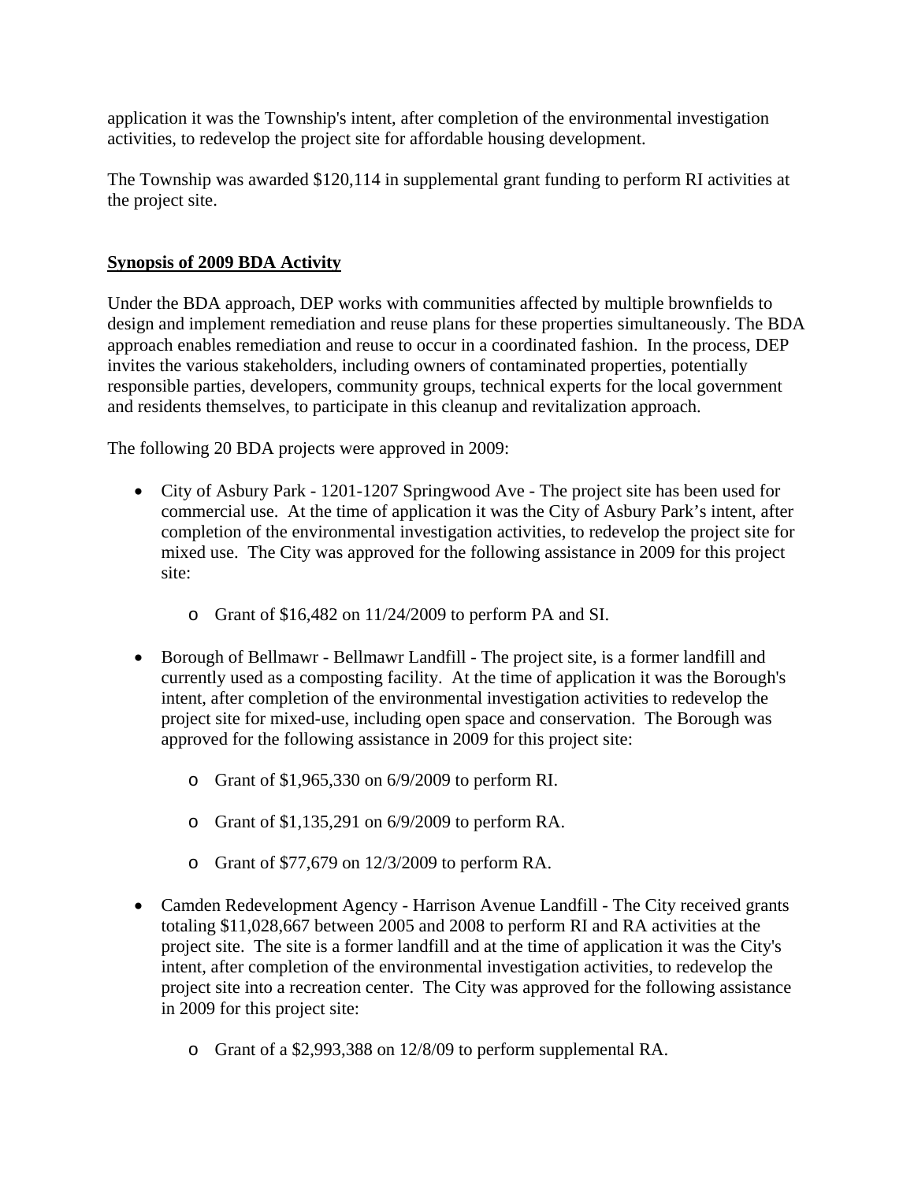application it was the Township's intent, after completion of the environmental investigation activities, to redevelop the project site for affordable housing development.

The Township was awarded $120,114 in supplemental grant funding to perform RI activities at the project site.

**Synopsis of 2009 BDA Activity**

Under the BDA approach, DEP works with communities affected by multiple brownfields to design and implement remediation and reuse plans for these properties simultaneously. The BDA approach enables remediation and reuse to occur in a coordinated fashion. In the process, DEP invites the various stakeholders, including owners of contaminated properties, potentially responsible parties, developers, community groups, technical experts for the local government and residents themselves, to participate in this cleanup and revitalization approach.

The following 20 BDA projects were approved in 2009:

- City of Asbury Park - 1201-1207 Springwood Ave - The project site has been used for commercial use. At the time of application it was the City of Asbury Park's intent, after completion of the environmental investigation activities, to redevelop the project site for mixed use. The City was approved for the following assistance in 2009 for this project site:
    - Grant of $16,482 on 11/24/2009 to perform PA and SI.
- Borough of Bellmawr - Bellmawr Landfill - The project site, is a former landfill and currently used as a composting facility. At the time of application it was the Borough's intent, after completion of the environmental investigation activities to redevelop the project site for mixed-use, including open space and conservation. The Borough was approved for the following assistance in 2009 for this project site:
    - Grant of $1,965,330 on 6/9/2009 to perform RI.
    - Grant of $1,135,291 on 6/9/2009 to perform RA.
    - Grant of $77,679 on 12/3/2009 to perform RA.
- Camden Redevelopment Agency - Harrison Avenue Landfill - The City received grants totaling $11,028,667 between 2005 and 2008 to perform RI and RA activities at the project site. The site is a former landfill and at the time of application it was the City's intent, after completion of the environmental investigation activities, to redevelop the project site into a recreation center. The City was approved for the following assistance in 2009 for this project site:
    - Grant of a $2,993,388 on 12/8/09 to perform supplemental RA.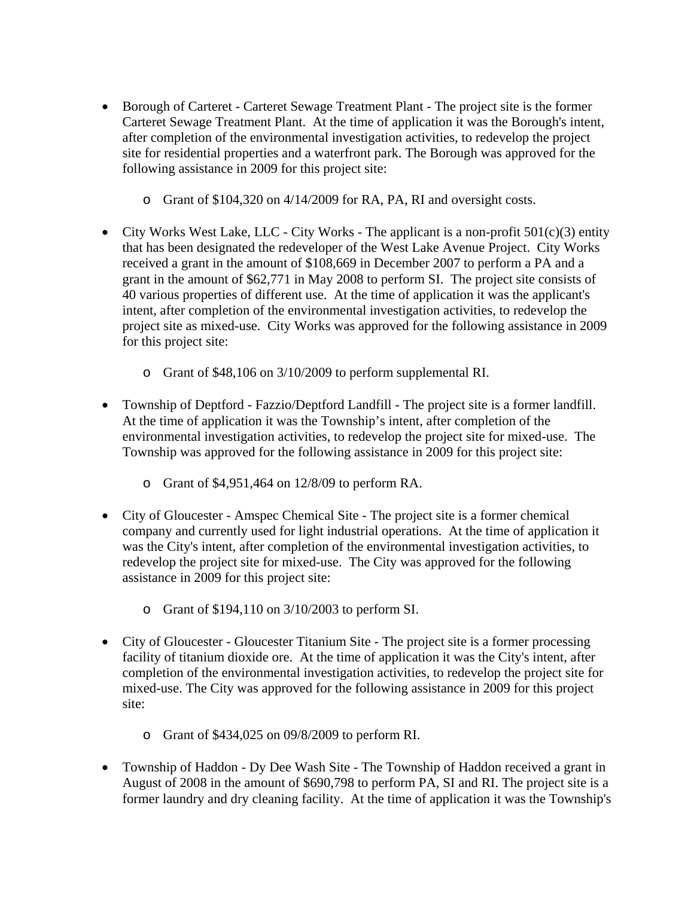- Borough of Carteret - Carteret Sewage Treatment Plant - The project site is the former Carteret Sewage Treatment Plant. At the time of application it was the Borough's intent, after completion of the environmental investigation activities, to redevelop the project site for residential properties and a waterfront park. The Borough was approved for the following assistance in 2009 for this project site:

  - Grant of $104,320 on 4/14/2009 for RA, PA, RI and oversight costs.

- City Works West Lake, LLC - City Works - The applicant is a non-profit 501(c)(3) entity that has been designated the redeveloper of the West Lake Avenue Project. City Works received a grant in the amount of $108,669 in December 2007 to perform a PA and a grant in the amount of $62,771 in May 2008 to perform SI. The project site consists of 40 various properties of different use. At the time of application it was the applicant's intent, after completion of the environmental investigation activities, to redevelop the project site as mixed-use. City Works was approved for the following assistance in 2009 for this project site:

  - Grant of $48,106 on 3/10/2009 to perform supplemental RI.

- Township of Deptford - Fazzio/Deptford Landfill - The project site is a former landfill. At the time of application it was the Township's intent, after completion of the environmental investigation activities, to redevelop the project site for mixed-use. The Township was approved for the following assistance in 2009 for this project site:

  - Grant of $4,951,464 on 12/8/09 to perform RA.

- City of Gloucester - Amspec Chemical Site - The project site is a former chemical company and currently used for light industrial operations. At the time of application it was the City's intent, after completion of the environmental investigation activities, to redevelop the project site for mixed-use. The City was approved for the following assistance in 2009 for this project site:

  - Grant of $194,110 on 3/10/2003 to perform SI.

- City of Gloucester - Gloucester Titanium Site - The project site is a former processing facility of titanium dioxide ore. At the time of application it was the City's intent, after completion of the environmental investigation activities, to redevelop the project site for mixed-use. The City was approved for the following assistance in 2009 for this project site:

  - Grant of $434,025 on 09/8/2009 to perform RI.

- Township of Haddon - Dy Dee Wash Site - The Township of Haddon received a grant in August of 2008 in the amount of $690,798 to perform PA, SI and RI. The project site is a former laundry and dry cleaning facility. At the time of application it was the Township's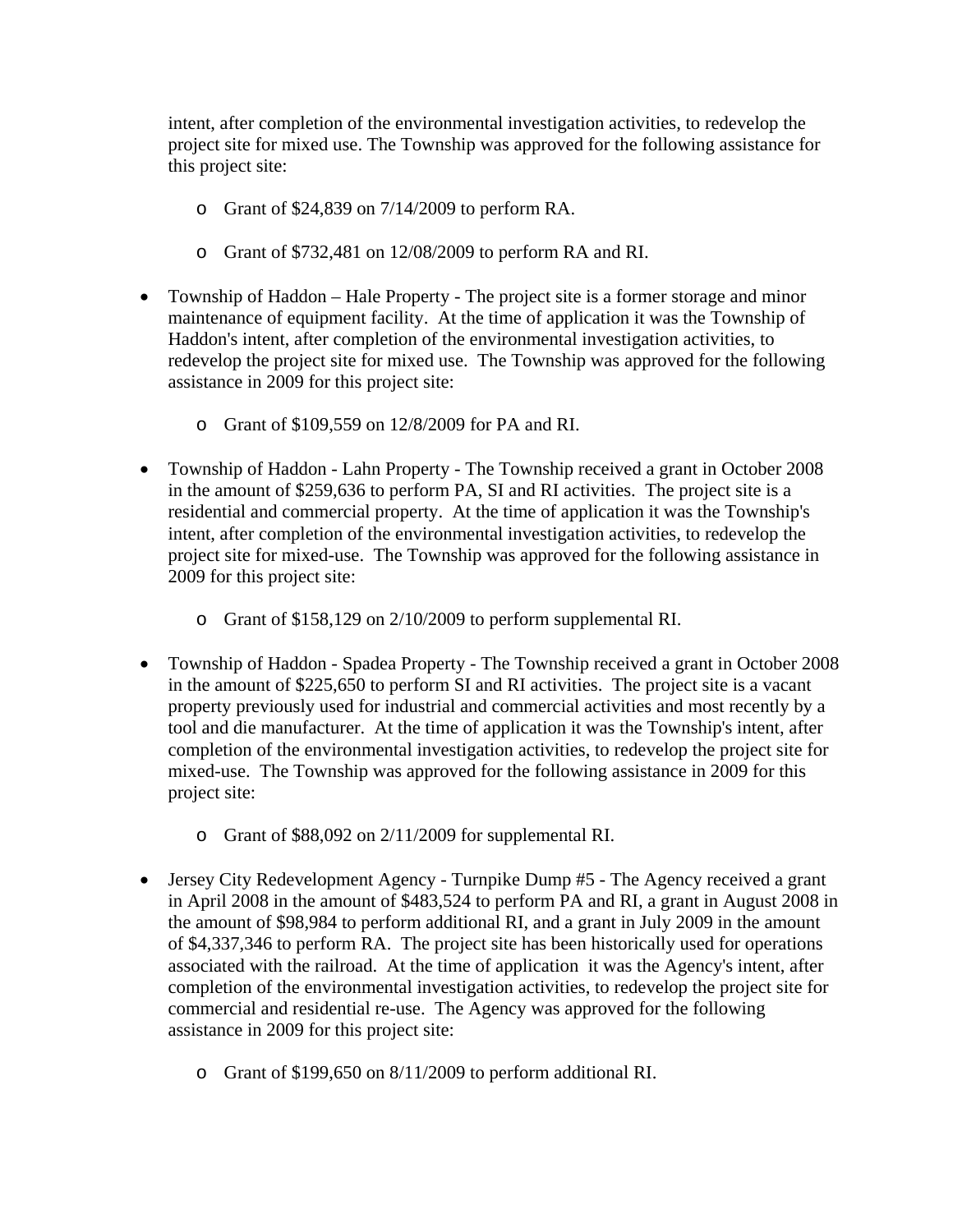intent, after completion of the environmental investigation activities, to redevelop the project site for mixed use. The Township was approved for the following assistance for this project site:

  - Grant of $24,839 on 7/14/2009 to perform RA.
  - Grant of $732,481 on 12/08/2009 to perform RA and RI.

- Township of Haddon – Hale Property - The project site is a former storage and minor maintenance of equipment facility. At the time of application it was the Township of Haddon's intent, after completion of the environmental investigation activities, to redevelop the project site for mixed use. The Township was approved for the following assistance in 2009 for this project site:
  - Grant of $109,559 on 12/8/2009 for PA and RI.

- Township of Haddon - Lahn Property - The Township received a grant in October 2008 in the amount of $259,636 to perform PA, SI and RI activities. The project site is a residential and commercial property. At the time of application it was the Township's intent, after completion of the environmental investigation activities, to redevelop the project site for mixed-use. The Township was approved for the following assistance in 2009 for this project site:
  - Grant of $158,129 on 2/10/2009 to perform supplemental RI.

- Township of Haddon - Spadea Property - The Township received a grant in October 2008 in the amount of $225,650 to perform SI and RI activities. The project site is a vacant property previously used for industrial and commercial activities and most recently by a tool and die manufacturer. At the time of application it was the Township's intent, after completion of the environmental investigation activities, to redevelop the project site for mixed-use. The Township was approved for the following assistance in 2009 for this project site:
  - Grant of $88,092 on 2/11/2009 for supplemental RI.

- Jersey City Redevelopment Agency - Turnpike Dump #5 - The Agency received a grant in April 2008 in the amount of $483,524 to perform PA and RI, a grant in August 2008 in the amount of $98,984 to perform additional RI, and a grant in July 2009 in the amount of $4,337,346 to perform RA. The project site has been historically used for operations associated with the railroad. At the time of application it was the Agency's intent, after completion of the environmental investigation activities, to redevelop the project site for commercial and residential re-use. The Agency was approved for the following assistance in 2009 for this project site:
  - Grant of $199,650 on 8/11/2009 to perform additional RI.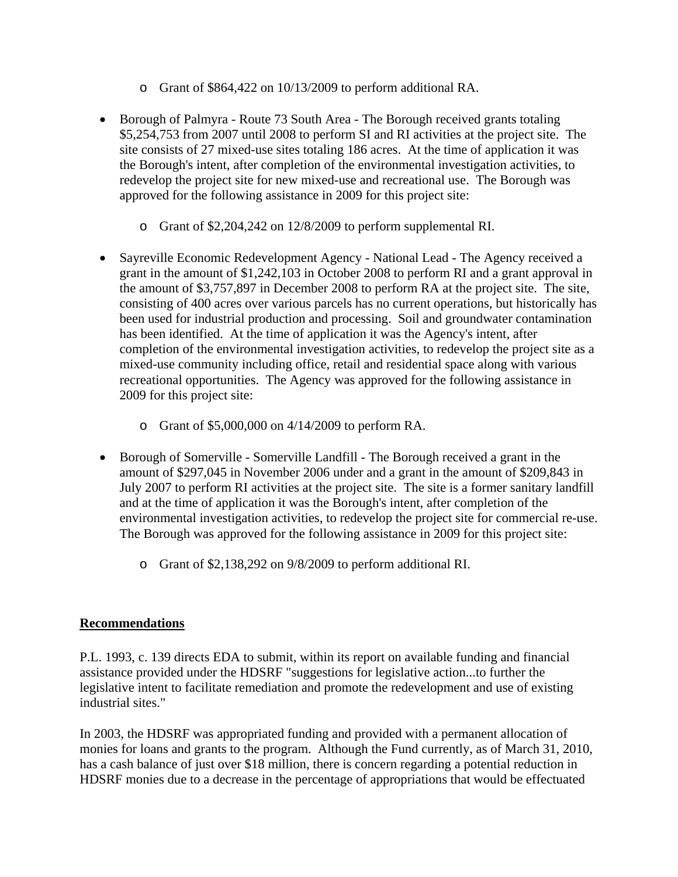- Grant of $864,422 on 10/13/2009 to perform additional RA.

- Borough of Palmyra - Route 73 South Area - The Borough received grants totaling $5,254,753 from 2007 until 2008 to perform SI and RI activities at the project site. The site consists of 27 mixed-use sites totaling 186 acres. At the time of application it was the Borough's intent, after completion of the environmental investigation activities, to redevelop the project site for new mixed-use and recreational use. The Borough was approved for the following assistance in 2009 for this project site:

    - Grant of $2,204,242 on 12/8/2009 to perform supplemental RI.

- Sayreville Economic Redevelopment Agency - National Lead - The Agency received a grant in the amount of $1,242,103 in October 2008 to perform RI and a grant approval in the amount of $3,757,897 in December 2008 to perform RA at the project site. The site, consisting of 400 acres over various parcels has no current operations, but historically has been used for industrial production and processing. Soil and groundwater contamination has been identified. At the time of application it was the Agency's intent, after completion of the environmental investigation activities, to redevelop the project site as a mixed-use community including office, retail and residential space along with various recreational opportunities. The Agency was approved for the following assistance in 2009 for this project site:

    - Grant of $5,000,000 on 4/14/2009 to perform RA.

- Borough of Somerville - Somerville Landfill - The Borough received a grant in the amount of $297,045 in November 2006 under and a grant in the amount of $209,843 in July 2007 to perform RI activities at the project site. The site is a former sanitary landfill and at the time of application it was the Borough's intent, after completion of the environmental investigation activities, to redevelop the project site for commercial re-use. The Borough was approved for the following assistance in 2009 for this project site:

    - Grant of $2,138,292 on 9/8/2009 to perform additional RI.

## Recommendations

P.L. 1993, c. 139 directs EDA to submit, within its report on available funding and financial assistance provided under the HDSRF "suggestions for legislative action...to further the legislative intent to facilitate remediation and promote the redevelopment and use of existing industrial sites."

In 2003, the HDSRF was appropriated funding and provided with a permanent allocation of monies for loans and grants to the program. Although the Fund currently, as of March 31, 2010, has a cash balance of just over $18 million, there is concern regarding a potential reduction in HDSRF monies due to a decrease in the percentage of appropriations that would be effectuated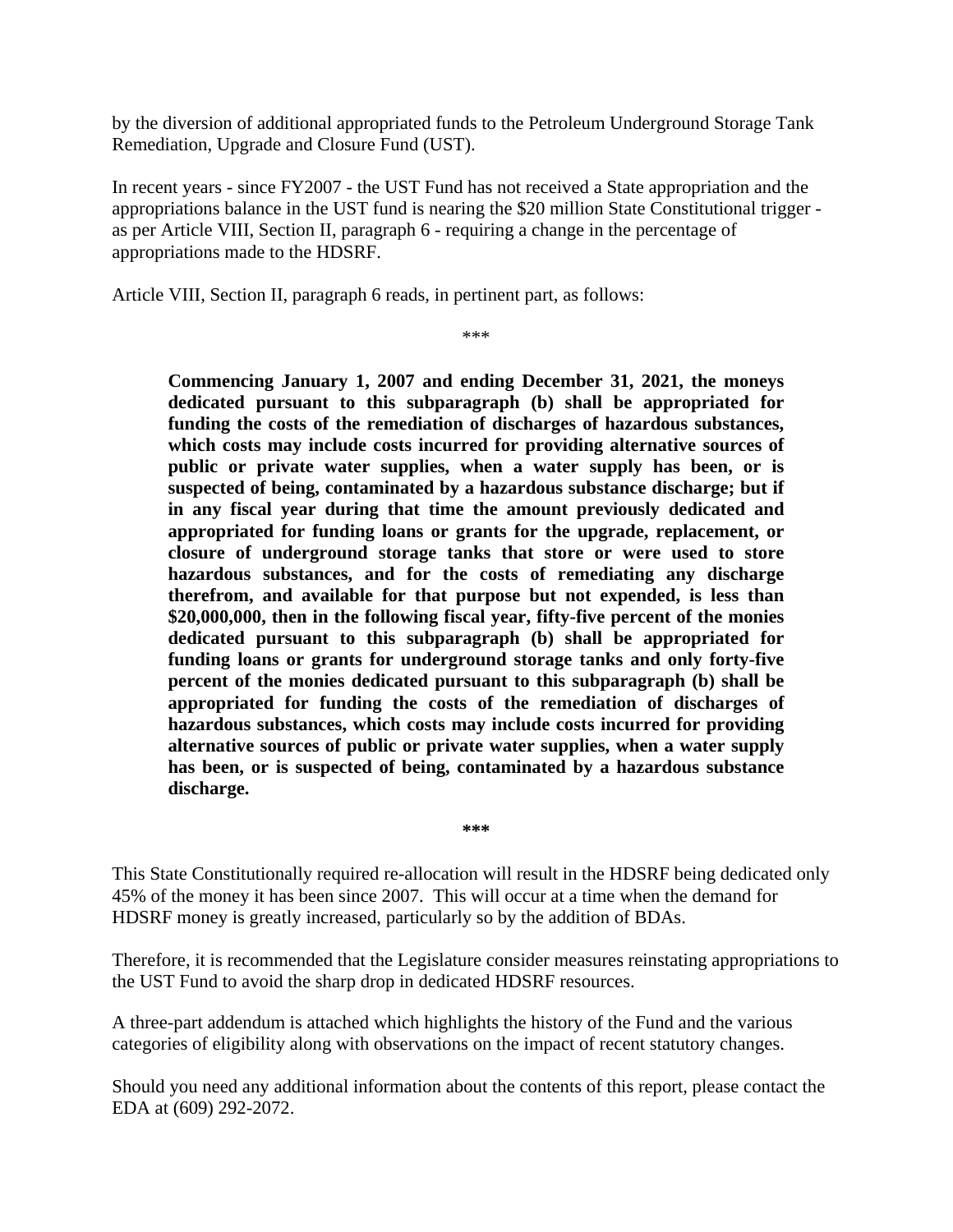by the diversion of additional appropriated funds to the Petroleum Underground Storage Tank Remediation, Upgrade and Closure Fund (UST).

In recent years - since FY2007 - the UST Fund has not received a State appropriation and the appropriations balance in the UST fund is nearing the $20 million State Constitutional trigger - as per Article VIII, Section II, paragraph 6 - requiring a change in the percentage of appropriations made to the HDSRF.

Article VIII, Section II, paragraph 6 reads, in pertinent part, as follows:

***

> **Commencing January 1, 2007 and ending December 31, 2021, the moneys dedicated pursuant to this subparagraph (b) shall be appropriated for funding the costs of the remediation of discharges of hazardous substances, which costs may include costs incurred for providing alternative sources of public or private water supplies, when a water supply has been, or is suspected of being, contaminated by a hazardous substance discharge; but if in any fiscal year during that time the amount previously dedicated and appropriated for funding loans or grants for the upgrade, replacement, or closure of underground storage tanks that store or were used to store hazardous substances, and for the costs of remediating any discharge therefrom, and available for that purpose but not expended, is less than $20,000,000, then in the following fiscal year, fifty-five percent of the monies dedicated pursuant to this subparagraph (b) shall be appropriated for funding loans or grants for underground storage tanks and only forty-five percent of the monies dedicated pursuant to this subparagraph (b) shall be appropriated for funding the costs of the remediation of discharges of hazardous substances, which costs may include costs incurred for providing alternative sources of public or private water supplies, when a water supply has been, or is suspected of being, contaminated by a hazardous substance discharge.**

**\*\*\***

This State Constitutionally required re-allocation will result in the HDSRF being dedicated only 45% of the money it has been since 2007. This will occur at a time when the demand for HDSRF money is greatly increased, particularly so by the addition of BDAs.

Therefore, it is recommended that the Legislature consider measures reinstating appropriations to the UST Fund to avoid the sharp drop in dedicated HDSRF resources.

A three-part addendum is attached which highlights the history of the Fund and the various categories of eligibility along with observations on the impact of recent statutory changes.

Should you need any additional information about the contents of this report, please contact the EDA at (609) 292-2072.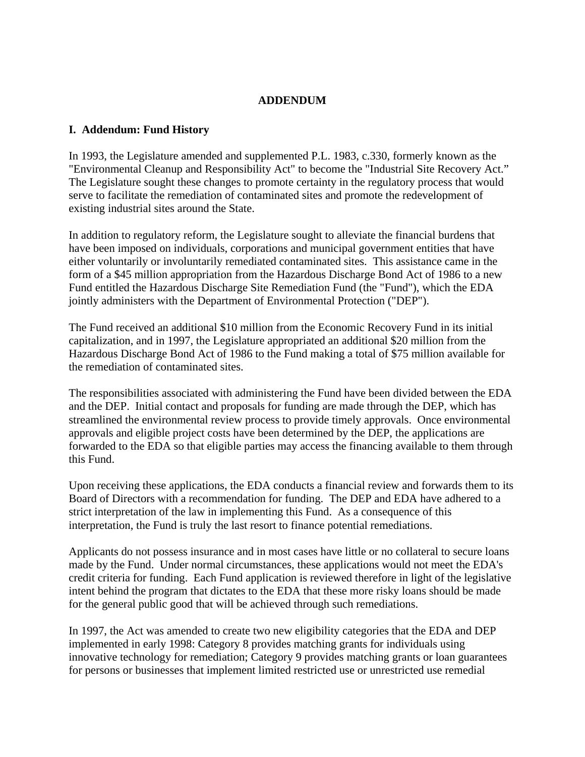# ADDENDUM

## I. Addendum: Fund History

In 1993, the Legislature amended and supplemented P.L. 1983, c.330, formerly known as the "Environmental Cleanup and Responsibility Act" to become the "Industrial Site Recovery Act." The Legislature sought these changes to promote certainty in the regulatory process that would serve to facilitate the remediation of contaminated sites and promote the redevelopment of existing industrial sites around the State.

In addition to regulatory reform, the Legislature sought to alleviate the financial burdens that have been imposed on individuals, corporations and municipal government entities that have either voluntarily or involuntarily remediated contaminated sites. This assistance came in the form of a $45 million appropriation from the Hazardous Discharge Bond Act of 1986 to a new Fund entitled the Hazardous Discharge Site Remediation Fund (the "Fund"), which the EDA jointly administers with the Department of Environmental Protection ("DEP").

The Fund received an additional $10 million from the Economic Recovery Fund in its initial capitalization, and in 1997, the Legislature appropriated an additional $20 million from the Hazardous Discharge Bond Act of 1986 to the Fund making a total of $75 million available for the remediation of contaminated sites.

The responsibilities associated with administering the Fund have been divided between the EDA and the DEP. Initial contact and proposals for funding are made through the DEP, which has streamlined the environmental review process to provide timely approvals. Once environmental approvals and eligible project costs have been determined by the DEP, the applications are forwarded to the EDA so that eligible parties may access the financing available to them through this Fund.

Upon receiving these applications, the EDA conducts a financial review and forwards them to its Board of Directors with a recommendation for funding. The DEP and EDA have adhered to a strict interpretation of the law in implementing this Fund. As a consequence of this interpretation, the Fund is truly the last resort to finance potential remediations.

Applicants do not possess insurance and in most cases have little or no collateral to secure loans made by the Fund. Under normal circumstances, these applications would not meet the EDA's credit criteria for funding. Each Fund application is reviewed therefore in light of the legislative intent behind the program that dictates to the EDA that these more risky loans should be made for the general public good that will be achieved through such remediations.

In 1997, the Act was amended to create two new eligibility categories that the EDA and DEP implemented in early 1998: Category 8 provides matching grants for individuals using innovative technology for remediation; Category 9 provides matching grants or loan guarantees for persons or businesses that implement limited restricted use or unrestricted use remedial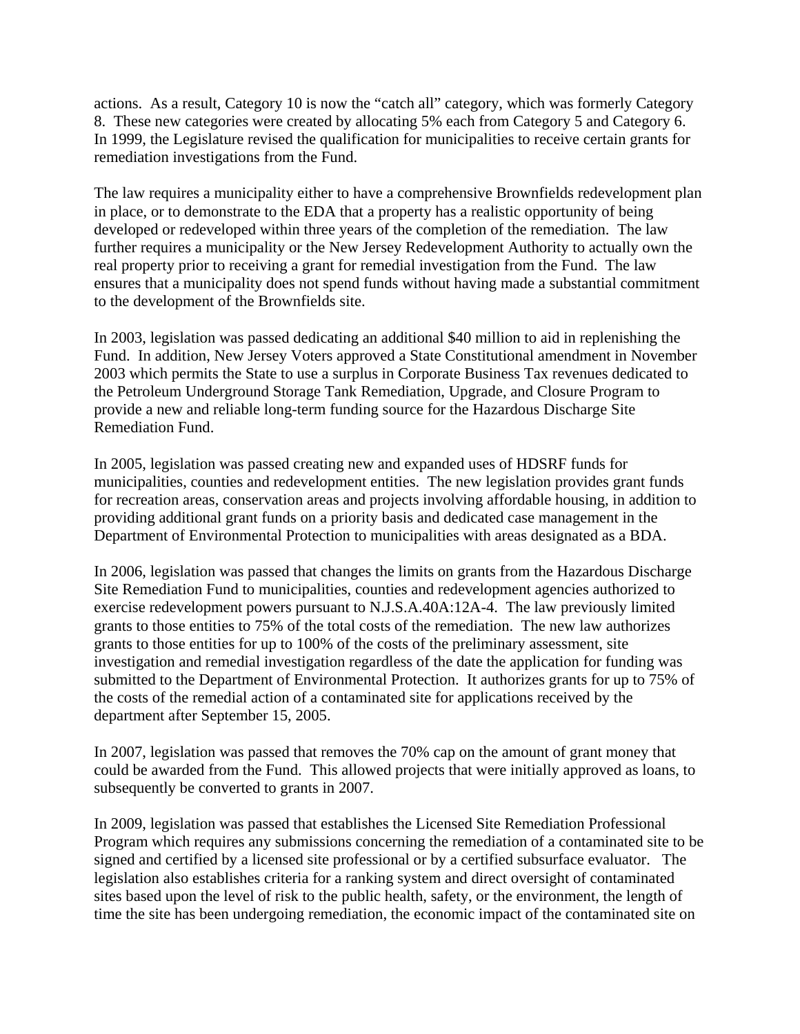actions. As a result, Category 10 is now the "catch all" category, which was formerly Category 8. These new categories were created by allocating 5% each from Category 5 and Category 6. In 1999, the Legislature revised the qualification for municipalities to receive certain grants for remediation investigations from the Fund.

The law requires a municipality either to have a comprehensive Brownfields redevelopment plan in place, or to demonstrate to the EDA that a property has a realistic opportunity of being developed or redeveloped within three years of the completion of the remediation. The law further requires a municipality or the New Jersey Redevelopment Authority to actually own the real property prior to receiving a grant for remedial investigation from the Fund. The law ensures that a municipality does not spend funds without having made a substantial commitment to the development of the Brownfields site.

In 2003, legislation was passed dedicating an additional $40 million to aid in replenishing the Fund. In addition, New Jersey Voters approved a State Constitutional amendment in November 2003 which permits the State to use a surplus in Corporate Business Tax revenues dedicated to the Petroleum Underground Storage Tank Remediation, Upgrade, and Closure Program to provide a new and reliable long-term funding source for the Hazardous Discharge Site Remediation Fund.

In 2005, legislation was passed creating new and expanded uses of HDSRF funds for municipalities, counties and redevelopment entities. The new legislation provides grant funds for recreation areas, conservation areas and projects involving affordable housing, in addition to providing additional grant funds on a priority basis and dedicated case management in the Department of Environmental Protection to municipalities with areas designated as a BDA.

In 2006, legislation was passed that changes the limits on grants from the Hazardous Discharge Site Remediation Fund to municipalities, counties and redevelopment agencies authorized to exercise redevelopment powers pursuant to N.J.S.A.40A:12A-4. The law previously limited grants to those entities to 75% of the total costs of the remediation. The new law authorizes grants to those entities for up to 100% of the costs of the preliminary assessment, site investigation and remedial investigation regardless of the date the application for funding was submitted to the Department of Environmental Protection. It authorizes grants for up to 75% of the costs of the remedial action of a contaminated site for applications received by the department after September 15, 2005.

In 2007, legislation was passed that removes the 70% cap on the amount of grant money that could be awarded from the Fund. This allowed projects that were initially approved as loans, to subsequently be converted to grants in 2007.

In 2009, legislation was passed that establishes the Licensed Site Remediation Professional Program which requires any submissions concerning the remediation of a contaminated site to be signed and certified by a licensed site professional or by a certified subsurface evaluator. The legislation also establishes criteria for a ranking system and direct oversight of contaminated sites based upon the level of risk to the public health, safety, or the environment, the length of time the site has been undergoing remediation, the economic impact of the contaminated site on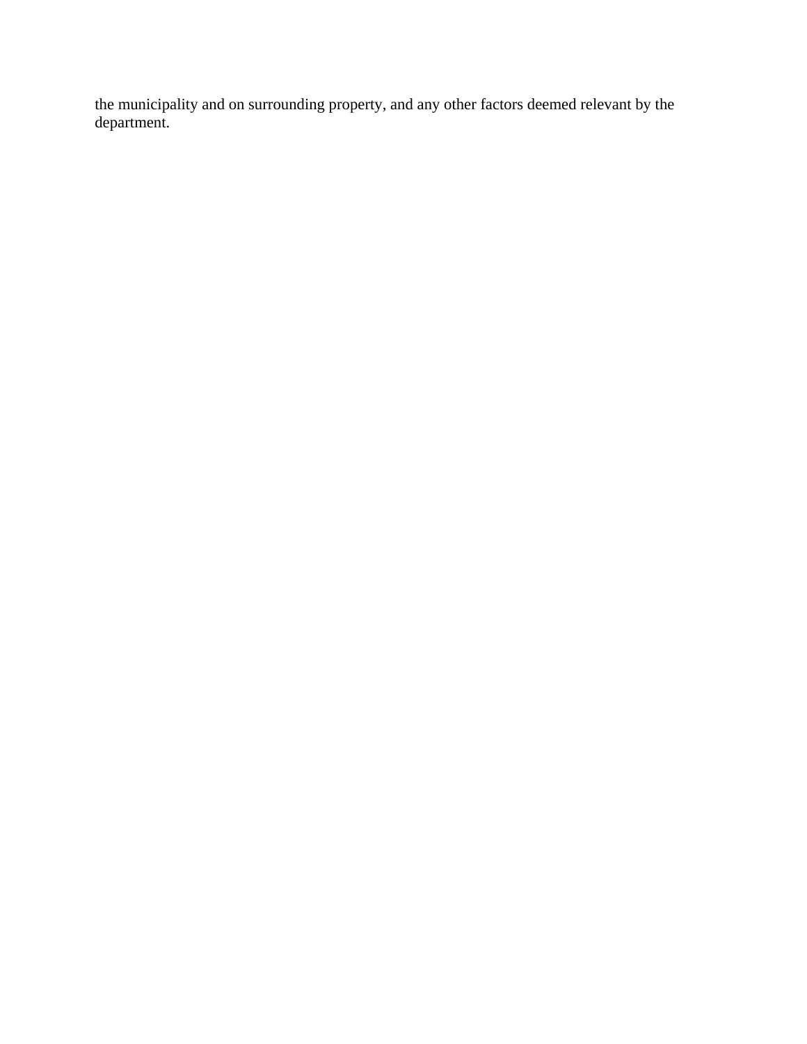the municipality and on surrounding property, and any other factors deemed relevant by the department.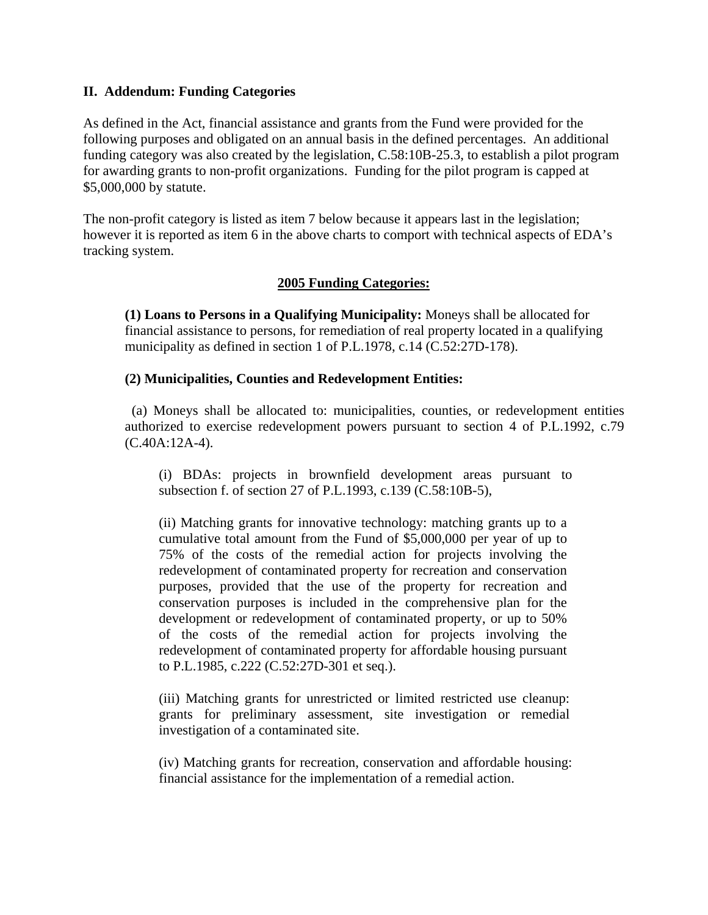## II. Addendum: Funding Categories

As defined in the Act, financial assistance and grants from the Fund were provided for the following purposes and obligated on an annual basis in the defined percentages. An additional funding category was also created by the legislation, C.58:10B-25.3, to establish a pilot program for awarding grants to non-profit organizations. Funding for the pilot program is capped at $5,000,000 by statute.

The non-profit category is listed as item 7 below because it appears last in the legislation; however it is reported as item 6 in the above charts to comport with technical aspects of EDA's tracking system.

### 2005 Funding Categories:

**(1) Loans to Persons in a Qualifying Municipality:** Moneys shall be allocated for financial assistance to persons, for remediation of real property located in a qualifying municipality as defined in section 1 of P.L.1978, c.14 (C.52:27D-178).

**(2) Municipalities, Counties and Redevelopment Entities:**

(a) Moneys shall be allocated to: municipalities, counties, or redevelopment entities authorized to exercise redevelopment powers pursuant to section 4 of P.L.1992, c.79 (C.40A:12A-4).

(i) BDAs: projects in brownfield development areas pursuant to subsection f. of section 27 of P.L.1993, c.139 (C.58:10B-5),

(ii) Matching grants for innovative technology: matching grants up to a cumulative total amount from the Fund of $5,000,000 per year of up to 75% of the costs of the remedial action for projects involving the redevelopment of contaminated property for recreation and conservation purposes, provided that the use of the property for recreation and conservation purposes is included in the comprehensive plan for the development or redevelopment of contaminated property, or up to 50% of the costs of the remedial action for projects involving the redevelopment of contaminated property for affordable housing pursuant to P.L.1985, c.222 (C.52:27D-301 et seq.).

(iii) Matching grants for unrestricted or limited restricted use cleanup: grants for preliminary assessment, site investigation or remedial investigation of a contaminated site.

(iv) Matching grants for recreation, conservation and affordable housing: financial assistance for the implementation of a remedial action.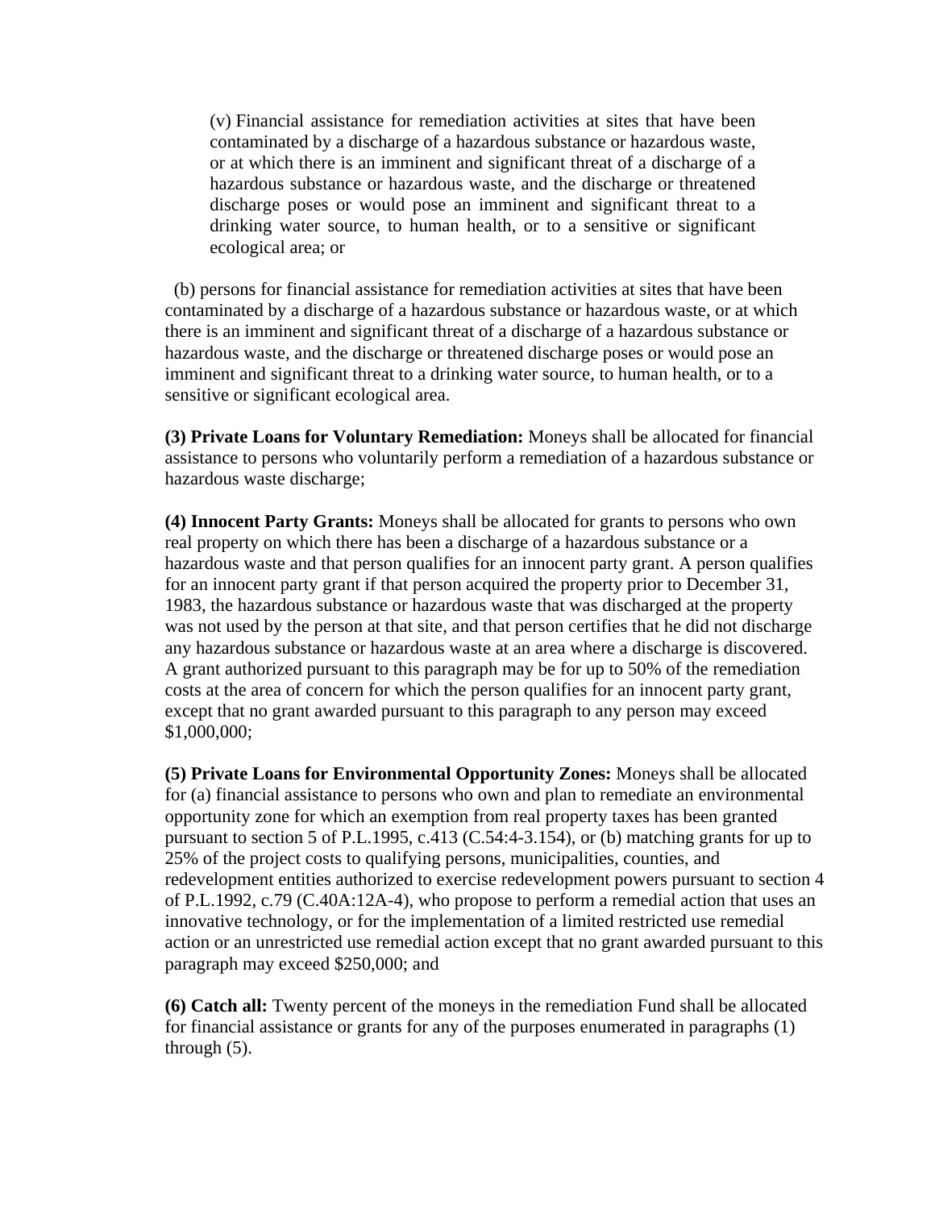(v) Financial assistance for remediation activities at sites that have been contaminated by a discharge of a hazardous substance or hazardous waste, or at which there is an imminent and significant threat of a discharge of a hazardous substance or hazardous waste, and the discharge or threatened discharge poses or would pose an imminent and significant threat to a drinking water source, to human health, or to a sensitive or significant ecological area; or

(b) persons for financial assistance for remediation activities at sites that have been contaminated by a discharge of a hazardous substance or hazardous waste, or at which there is an imminent and significant threat of a discharge of a hazardous substance or hazardous waste, and the discharge or threatened discharge poses or would pose an imminent and significant threat to a drinking water source, to human health, or to a sensitive or significant ecological area.

**(3) Private Loans for Voluntary Remediation:** Moneys shall be allocated for financial assistance to persons who voluntarily perform a remediation of a hazardous substance or hazardous waste discharge;

**(4) Innocent Party Grants:** Moneys shall be allocated for grants to persons who own real property on which there has been a discharge of a hazardous substance or a hazardous waste and that person qualifies for an innocent party grant. A person qualifies for an innocent party grant if that person acquired the property prior to December 31, 1983, the hazardous substance or hazardous waste that was discharged at the property was not used by the person at that site, and that person certifies that he did not discharge any hazardous substance or hazardous waste at an area where a discharge is discovered. A grant authorized pursuant to this paragraph may be for up to 50% of the remediation costs at the area of concern for which the person qualifies for an innocent party grant, except that no grant awarded pursuant to this paragraph to any person may exceed $1,000,000;

**(5) Private Loans for Environmental Opportunity Zones:** Moneys shall be allocated for (a) financial assistance to persons who own and plan to remediate an environmental opportunity zone for which an exemption from real property taxes has been granted pursuant to section 5 of P.L.1995, c.413 (C.54:4-3.154), or (b) matching grants for up to 25% of the project costs to qualifying persons, municipalities, counties, and redevelopment entities authorized to exercise redevelopment powers pursuant to section 4 of P.L.1992, c.79 (C.40A:12A-4), who propose to perform a remedial action that uses an innovative technology, or for the implementation of a limited restricted use remedial action or an unrestricted use remedial action except that no grant awarded pursuant to this paragraph may exceed $250,000; and

**(6) Catch all:** Twenty percent of the moneys in the remediation Fund shall be allocated for financial assistance or grants for any of the purposes enumerated in paragraphs (1) through (5).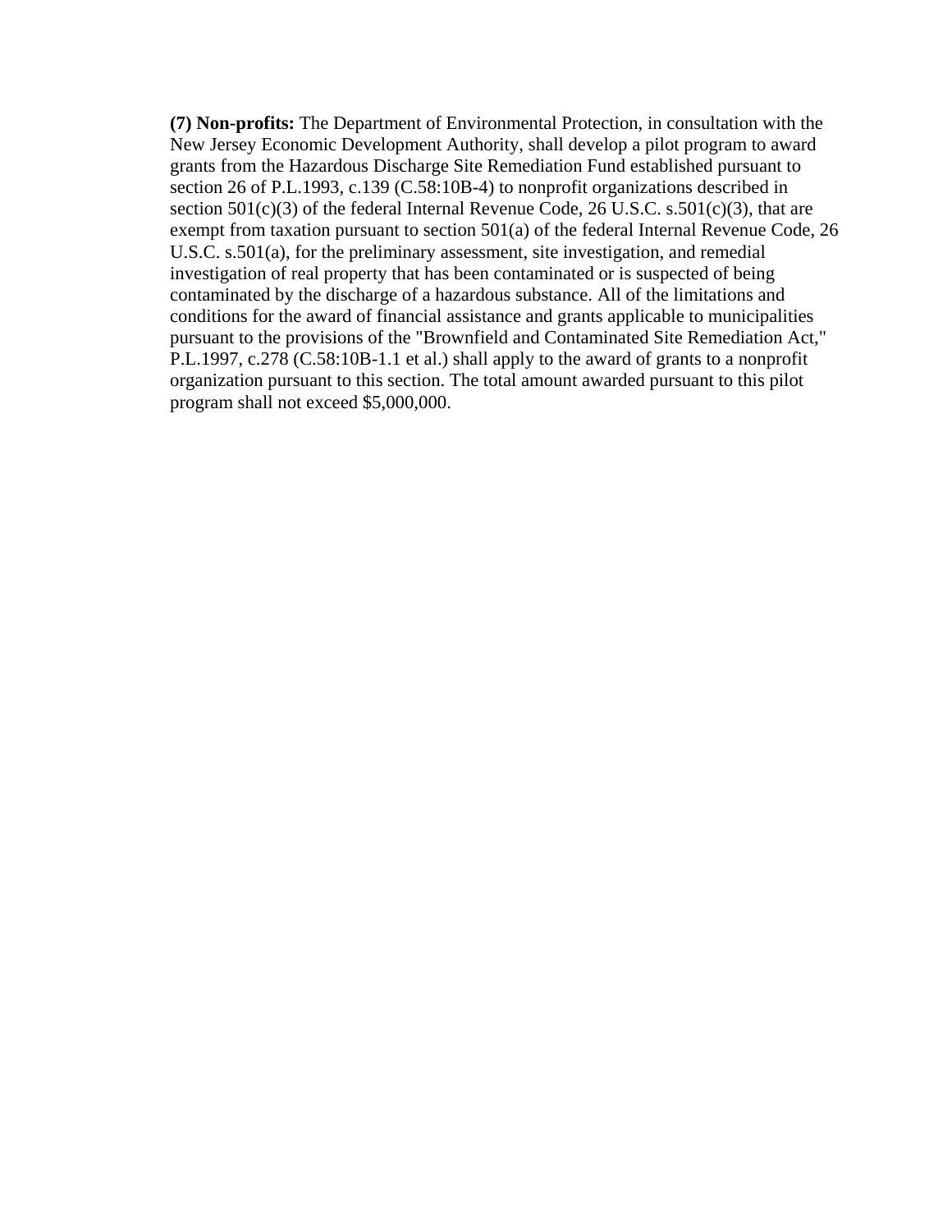**(7) Non-profits:** The Department of Environmental Protection, in consultation with the New Jersey Economic Development Authority, shall develop a pilot program to award grants from the Hazardous Discharge Site Remediation Fund established pursuant to section 26 of P.L.1993, c.139 (C.58:10B-4) to nonprofit organizations described in section 501(c)(3) of the federal Internal Revenue Code, 26 U.S.C. s.501(c)(3), that are exempt from taxation pursuant to section 501(a) of the federal Internal Revenue Code, 26 U.S.C. s.501(a), for the preliminary assessment, site investigation, and remedial investigation of real property that has been contaminated or is suspected of being contaminated by the discharge of a hazardous substance. All of the limitations and conditions for the award of financial assistance and grants applicable to municipalities pursuant to the provisions of the "Brownfield and Contaminated Site Remediation Act," P.L.1997, c.278 (C.58:10B-1.1 et al.) shall apply to the award of grants to a nonprofit organization pursuant to this section. The total amount awarded pursuant to this pilot program shall not exceed $5,000,000.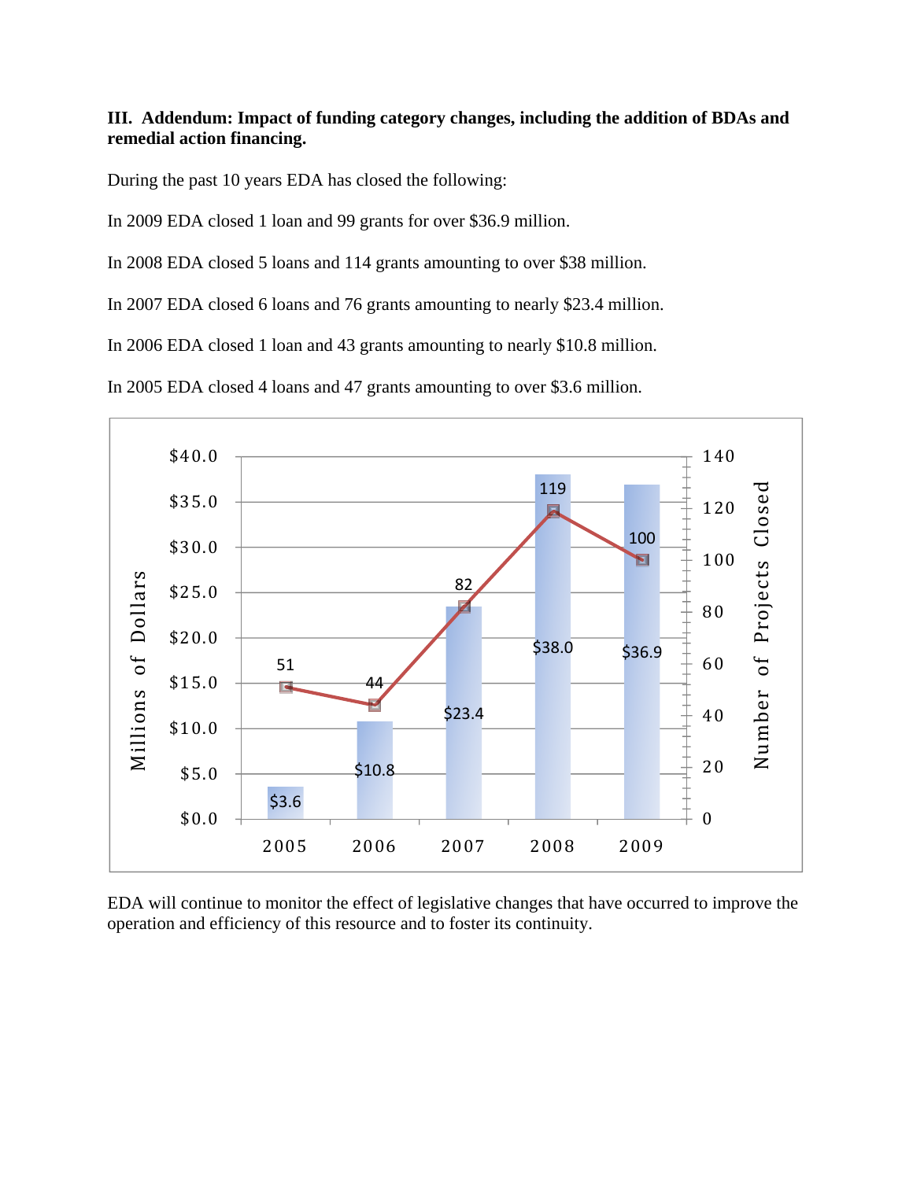**III. Addendum: Impact of funding category changes, including the addition of BDAs and remedial action financing.**

During the past 10 years EDA has closed the following:

In 2009 EDA closed 1 loan and 99 grants for over $36.9 million.

In 2008 EDA closed 5 loans and 114 grants amounting to over $38 million.

In 2007 EDA closed 6 loans and 76 grants amounting to nearly $23.4 million.

In 2006 EDA closed 1 loan and 43 grants amounting to nearly $10.8 million.

In 2005 EDA closed 4 loans and 47 grants amounting to over $3.6 million.

| Year | Millions of Dollars | Number of Projects Closed |
|---|---|---|
| 2005 | $3.6 | 51 |
| 2006 | $10.8 | 44 |
| 2007 | $23.4 | 82 |
| 2008 | $38.0 | 119 |
| 2009 | $36.9 | 100 |

EDA will continue to monitor the effect of legislative changes that have occurred to improve the operation and efficiency of this resource and to foster its continuity.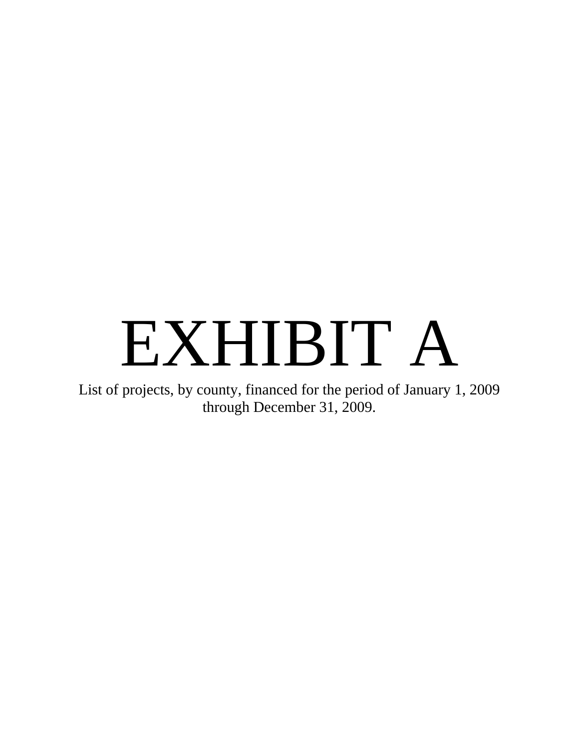# EXHIBIT A

List of projects, by county, financed for the period of January 1, 2009 through December 31, 2009.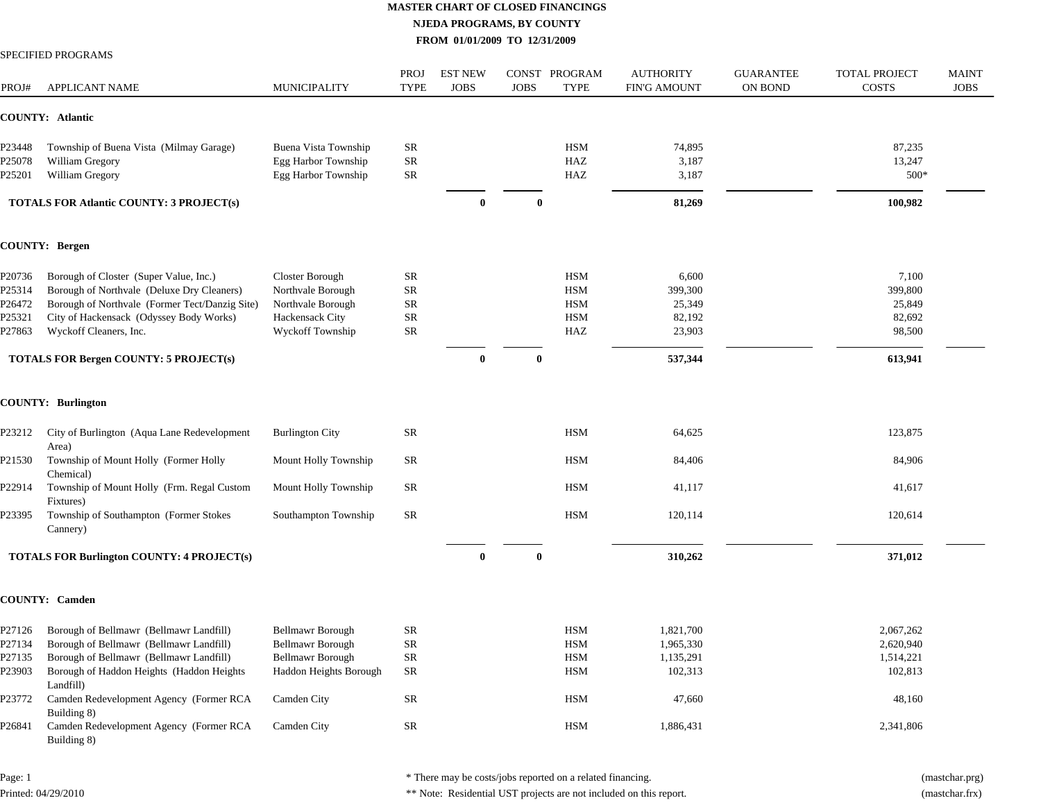# MASTER CHART OF CLOSED FINANCINGS

## NJEDA PROGRAMS, BY COUNTY

### FROM 01/01/2009 TO 12/31/2009

SPECIFIED PROGRAMS

| PROJ# | APPLICANT NAME | MUNICIPALITY | PROJ TYPE | EST NEW JOBS | CONST JOBS | PROGRAM TYPE | AUTHORITY FIN'G AMOUNT | GUARANTEE ON BOND | TOTAL PROJECT COSTS | MAINT JOBS |
|---|---|---|---|---|---|---|---|---|---|---|
| **COUNTY: Atlantic** | | | | | | | | | | |
| P23448 | Township of Buena Vista (Milmay Garage) | Buena Vista Township | SR | | | HSM | 74,895 | | 87,235 | |
| P25078 | William Gregory | Egg Harbor Township | SR | | | HAZ | 3,187 | | 13,247 | |
| P25201 | William Gregory | Egg Harbor Township | SR | | | HAZ | 3,187 | | 500* | |
| **TOTALS FOR Atlantic COUNTY: 3 PROJECT(s)** | | | | **0** | **0** | | **81,269** | | **100,982** | |
| **COUNTY: Bergen** | | | | | | | | | | |
| P20736 | Borough of Closter (Super Value, Inc.) | Closter Borough | SR | | | HSM | 6,600 | | 7,100 | |
| P25314 | Borough of Northvale (Deluxe Dry Cleaners) | Northvale Borough | SR | | | HSM | 399,300 | | 399,800 | |
| P26472 | Borough of Northvale (Former Tect/Danzig Site) | Northvale Borough | SR | | | HSM | 25,349 | | 25,849 | |
| P25321 | City of Hackensack (Odyssey Body Works) | Hackensack City | SR | | | HSM | 82,192 | | 82,692 | |
| P27863 | Wyckoff Cleaners, Inc. | Wyckoff Township | SR | | | HAZ | 23,903 | | 98,500 | |
| **TOTALS FOR Bergen COUNTY: 5 PROJECT(s)** | | | | **0** | **0** | | **537,344** | | **613,941** | |
| **COUNTY: Burlington** | | | | | | | | | | |
| P23212 | City of Burlington (Aqua Lane Redevelopment Area) | Burlington City | SR | | | HSM | 64,625 | | 123,875 | |
| P21530 | Township of Mount Holly (Former Holly Chemical) | Mount Holly Township | SR | | | HSM | 84,406 | | 84,906 | |
| P22914 | Township of Mount Holly (Frm. Regal Custom Fixtures) | Mount Holly Township | SR | | | HSM | 41,117 | | 41,617 | |
| P23395 | Township of Southampton (Former Stokes Cannery) | Southampton Township | SR | | | HSM | 120,114 | | 120,614 | |
| **TOTALS FOR Burlington COUNTY: 4 PROJECT(s)** | | | | **0** | **0** | | **310,262** | | **371,012** | |
| **COUNTY: Camden** | | | | | | | | | | |
| P27126 | Borough of Bellmawr (Bellmawr Landfill) | Bellmawr Borough | SR | | | HSM | 1,821,700 | | 2,067,262 | |
| P27134 | Borough of Bellmawr (Bellmawr Landfill) | Bellmawr Borough | SR | | | HSM | 1,965,330 | | 2,620,940 | |
| P27135 | Borough of Bellmawr (Bellmawr Landfill) | Bellmawr Borough | SR | | | HSM | 1,135,291 | | 1,514,221 | |
| P23903 | Borough of Haddon Heights (Haddon Heights Landfill) | Haddon Heights Borough | SR | | | HSM | 102,313 | | 102,813 | |
| P23772 | Camden Redevelopment Agency (Former RCA Building 8) | Camden City | SR | | | HSM | 47,660 | | 48,160 | |
| P26841 | Camden Redevelopment Agency (Former RCA Building 8) | Camden City | SR | | | HSM | 1,886,431 | | 2,341,806 | |

Page: 1

Printed: 04/29/2010

\* There may be costs/jobs reported on a related financing.

** Note: Residential UST projects are not included on this report.

(mastchar.prg)

(mastchar.frx)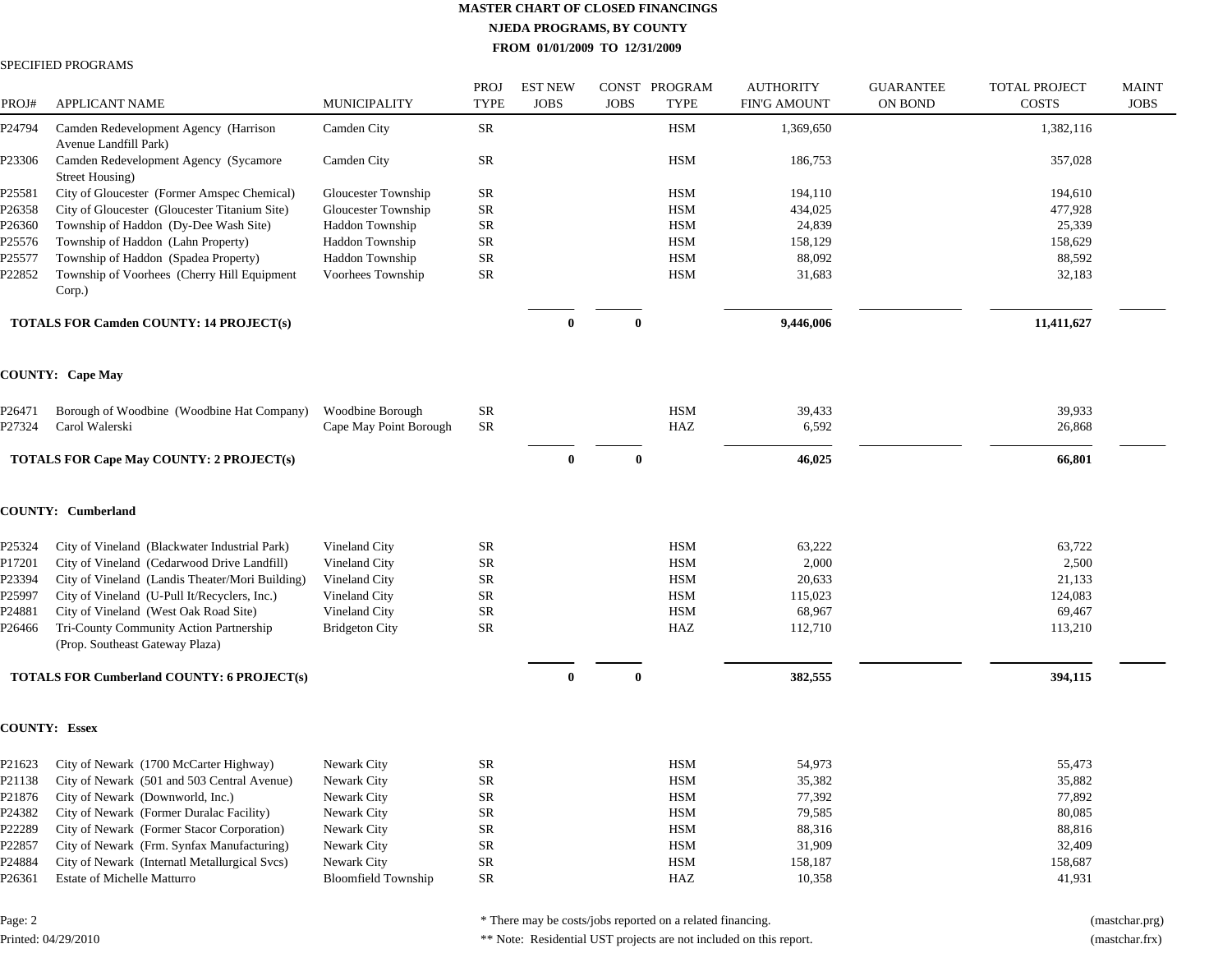# MASTER CHART OF CLOSED FINANCINGS

## NJEDA PROGRAMS, BY COUNTY

**FROM 01/01/2009 TO 12/31/2009**

SPECIFIED PROGRAMS

| PROJ# | APPLICANT NAME | MUNICIPALITY | PROJ TYPE | EST NEW JOBS | CONST JOBS | PROGRAM TYPE | AUTHORITY FIN'G AMOUNT | GUARANTEE ON BOND | TOTAL PROJECT COSTS | MAINT JOBS |
|---|---|---|---|---|---|---|---|---|---|---|
| P24794 | Camden Redevelopment Agency (Harrison Avenue Landfill Park) | Camden City | SR | | | HSM | 1,369,650 | | 1,382,116 | |
| P23306 | Camden Redevelopment Agency (Sycamore Street Housing) | Camden City | SR | | | HSM | 186,753 | | 357,028 | |
| P25581 | City of Gloucester (Former Amspec Chemical) | Gloucester Township | SR | | | HSM | 194,110 | | 194,610 | |
| P26358 | City of Gloucester (Gloucester Titanium Site) | Gloucester Township | SR | | | HSM | 434,025 | | 477,928 | |
| P26360 | Township of Haddon (Dy-Dee Wash Site) | Haddon Township | SR | | | HSM | 24,839 | | 25,339 | |
| P25576 | Township of Haddon (Lahn Property) | Haddon Township | SR | | | HSM | 158,129 | | 158,629 | |
| P25577 | Township of Haddon (Spadea Property) | Haddon Township | SR | | | HSM | 88,092 | | 88,592 | |
| P22852 | Township of Voorhees (Cherry Hill Equipment Corp.) | Voorhees Township | SR | | | HSM | 31,683 | | 32,183 | |
| | **TOTALS FOR Camden COUNTY: 14 PROJECT(s)** | | | **0** | **0** | | **9,446,006** | | **11,411,627** | |

**COUNTY: Cape May**

| PROJ# | APPLICANT NAME | MUNICIPALITY | PROJ TYPE | EST NEW JOBS | CONST JOBS | PROGRAM TYPE | AUTHORITY FIN'G AMOUNT | GUARANTEE ON BOND | TOTAL PROJECT COSTS | MAINT JOBS |
|---|---|---|---|---|---|---|---|---|---|---|
| P26471 | Borough of Woodbine (Woodbine Hat Company) | Woodbine Borough | SR | | | HSM | 39,433 | | 39,933 | |
| P27324 | Carol Walerski | Cape May Point Borough | SR | | | HAZ | 6,592 | | 26,868 | |
| | **TOTALS FOR Cape May COUNTY: 2 PROJECT(s)** | | | **0** | **0** | | **46,025** | | **66,801** | |

**COUNTY: Cumberland**

| PROJ# | APPLICANT NAME | MUNICIPALITY | PROJ TYPE | EST NEW JOBS | CONST JOBS | PROGRAM TYPE | AUTHORITY FIN'G AMOUNT | GUARANTEE ON BOND | TOTAL PROJECT COSTS | MAINT JOBS |
|---|---|---|---|---|---|---|---|---|---|---|
| P25324 | City of Vineland (Blackwater Industrial Park) | Vineland City | SR | | | HSM | 63,222 | | 63,722 | |
| P17201 | City of Vineland (Cedarwood Drive Landfill) | Vineland City | SR | | | HSM | 2,000 | | 2,500 | |
| P23394 | City of Vineland (Landis Theater/Mori Building) | Vineland City | SR | | | HSM | 20,633 | | 21,133 | |
| P25997 | City of Vineland (U-Pull It/Recyclers, Inc.) | Vineland City | SR | | | HSM | 115,023 | | 124,083 | |
| P24881 | City of Vineland (West Oak Road Site) | Vineland City | SR | | | HSM | 68,967 | | 69,467 | |
| P26466 | Tri-County Community Action Partnership (Prop. Southeast Gateway Plaza) | Bridgeton City | SR | | | HAZ | 112,710 | | 113,210 | |
| | **TOTALS FOR Cumberland COUNTY: 6 PROJECT(s)** | | | **0** | **0** | | **382,555** | | **394,115** | |

**COUNTY: Essex**

| PROJ# | APPLICANT NAME | MUNICIPALITY | PROJ TYPE | EST NEW JOBS | CONST JOBS | PROGRAM TYPE | AUTHORITY FIN'G AMOUNT | GUARANTEE ON BOND | TOTAL PROJECT COSTS | MAINT JOBS |
|---|---|---|---|---|---|---|---|---|---|---|
| P21623 | City of Newark (1700 McCarter Highway) | Newark City | SR | | | HSM | 54,973 | | 55,473 | |
| P21138 | City of Newark (501 and 503 Central Avenue) | Newark City | SR | | | HSM | 35,382 | | 35,882 | |
| P21876 | City of Newark (Downworld, Inc.) | Newark City | SR | | | HSM | 77,392 | | 77,892 | |
| P24382 | City of Newark (Former Duralac Facility) | Newark City | SR | | | HSM | 79,585 | | 80,085 | |
| P22289 | City of Newark (Former Stacor Corporation) | Newark City | SR | | | HSM | 88,316 | | 88,816 | |
| P22857 | City of Newark (Frm. Synfax Manufacturing) | Newark City | SR | | | HSM | 31,909 | | 32,409 | |
| P24884 | City of Newark (Internatl Metallurgical Svcs) | Newark City | SR | | | HSM | 158,187 | | 158,687 | |
| P26361 | Estate of Michelle Matturro | Bloomfield Township | SR | | | HAZ | 10,358 | | 41,931 | |

* There may be costs/jobs reported on a related financing.

** Note: Residential UST projects are not included on this report.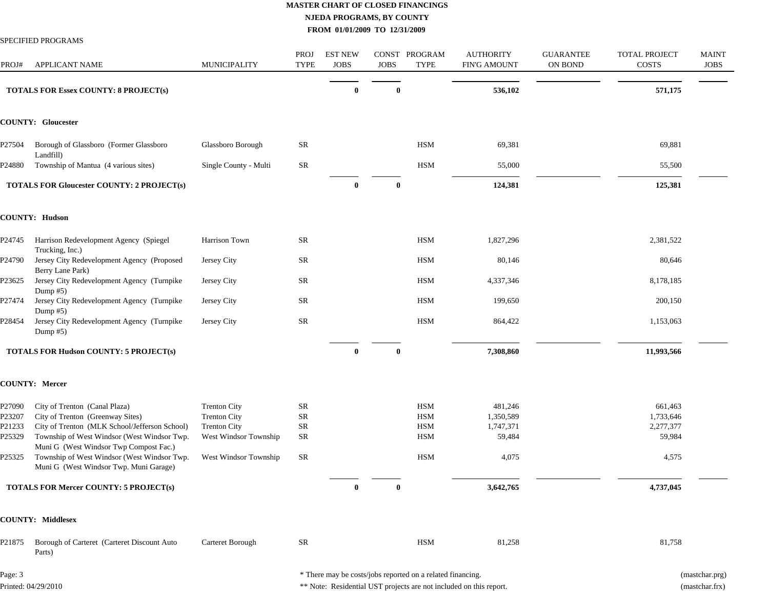**MASTER CHART OF CLOSED FINANCINGS**

**NJEDA PROGRAMS, BY COUNTY**

**FROM 01/01/2009 TO 12/31/2009**

SPECIFIED PROGRAMS

| PROJ# | APPLICANT NAME | MUNICIPALITY | PROJ TYPE | EST NEW JOBS | CONST JOBS | PROGRAM TYPE | AUTHORITY FIN'G AMOUNT | GUARANTEE ON BOND | TOTAL PROJECT COSTS | MAINT JOBS |
|---|---|---|---|---|---|---|---|---|---|---|
| **TOTALS FOR Essex COUNTY: 8 PROJECT(s)** | | | | **0** | **0** | | **536,102** | | **571,175** | |
| **COUNTY: Gloucester** | | | | | | | | | | |
| P27504 | Borough of Glassboro (Former Glassboro Landfill) | Glassboro Borough | SR | | | HSM | 69,381 | | 69,881 | |
| P24880 | Township of Mantua (4 various sites) | Single County - Multi | SR | | | HSM | 55,000 | | 55,500 | |
| **TOTALS FOR Gloucester COUNTY: 2 PROJECT(s)** | | | | **0** | **0** | | **124,381** | | **125,381** | |
| **COUNTY: Hudson** | | | | | | | | | | |
| P24745 | Harrison Redevelopment Agency (Spiegel Trucking, Inc.) | Harrison Town | SR | | | HSM | 1,827,296 | | 2,381,522 | |
| P24790 | Jersey City Redevelopment Agency (Proposed Berry Lane Park) | Jersey City | SR | | | HSM | 80,146 | | 80,646 | |
| P23625 | Jersey City Redevelopment Agency (Turnpike Dump #5) | Jersey City | SR | | | HSM | 4,337,346 | | 8,178,185 | |
| P27474 | Jersey City Redevelopment Agency (Turnpike Dump #5) | Jersey City | SR | | | HSM | 199,650 | | 200,150 | |
| P28454 | Jersey City Redevelopment Agency (Turnpike Dump #5) | Jersey City | SR | | | HSM | 864,422 | | 1,153,063 | |
| **TOTALS FOR Hudson COUNTY: 5 PROJECT(s)** | | | | **0** | **0** | | **7,308,860** | | **11,993,566** | |
| **COUNTY: Mercer** | | | | | | | | | | |
| P27090 | City of Trenton (Canal Plaza) | Trenton City | SR | | | HSM | 481,246 | | 661,463 | |
| P23207 | City of Trenton (Greenway Sites) | Trenton City | SR | | | HSM | 1,350,589 | | 1,733,646 | |
| P21233 | City of Trenton (MLK School/Jefferson School) | Trenton City | SR | | | HSM | 1,747,371 | | 2,277,377 | |
| P25329 | Township of West Windsor (West Windsor Twp. Muni G (West Windsor Twp Compost Fac.) | West Windsor Township | SR | | | HSM | 59,484 | | 59,984 | |
| P25325 | Township of West Windsor (West Windsor Twp. Muni G (West Windsor Twp. Muni Garage) | West Windsor Township | SR | | | HSM | 4,075 | | 4,575 | |
| **TOTALS FOR Mercer COUNTY: 5 PROJECT(s)** | | | | **0** | **0** | | **3,642,765** | | **4,737,045** | |
| **COUNTY: Middlesex** | | | | | | | | | | |
| P21875 | Borough of Carteret (Carteret Discount Auto Parts) | Carteret Borough | SR | | | HSM | 81,258 | | 81,758 | |

Printed: 04/29/2010

* There may be costs/jobs reported on a related financing.

** Note: Residential UST projects are not included on this report.

(mastchar.prg)
(mastchar.frx)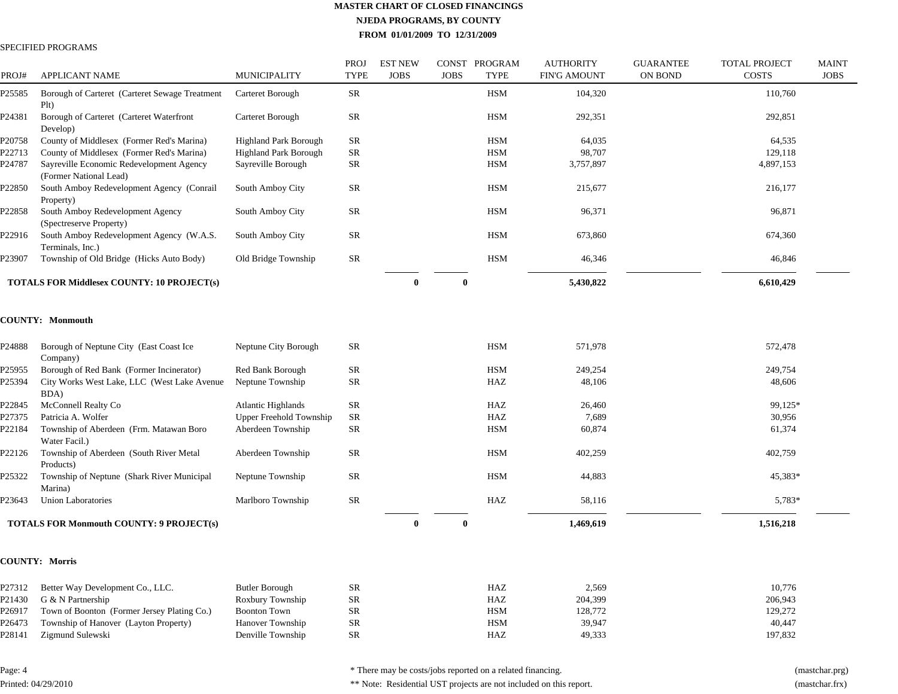# MASTER CHART OF CLOSED FINANCINGS

## NJEDA PROGRAMS, BY COUNTY

### FROM 01/01/2009 TO 12/31/2009

SPECIFIED PROGRAMS

| PROJ# | APPLICANT NAME | MUNICIPALITY | PROJ TYPE | EST NEW JOBS | CONST JOBS | PROGRAM TYPE | AUTHORITY FIN'G AMOUNT | GUARANTEE ON BOND | TOTAL PROJECT COSTS | MAINT JOBS |
|---|---|---|---|---|---|---|---|---|---|---|
| P25585 | Borough of Carteret (Carteret Sewage Treatment Plt) | Carteret Borough | SR | | | HSM | 104,320 | | 110,760 | |
| P24381 | Borough of Carteret (Carteret Waterfront Develop) | Carteret Borough | SR | | | HSM | 292,351 | | 292,851 | |
| P20758 | County of Middlesex (Former Red's Marina) | Highland Park Borough | SR | | | HSM | 64,035 | | 64,535 | |
| P22713 | County of Middlesex (Former Red's Marina) | Highland Park Borough | SR | | | HSM | 98,707 | | 129,118 | |
| P24787 | Sayreville Economic Redevelopment Agency (Former National Lead) | Sayreville Borough | SR | | | HSM | 3,757,897 | | 4,897,153 | |
| P22850 | South Amboy Redevelopment Agency (Conrail Property) | South Amboy City | SR | | | HSM | 215,677 | | 216,177 | |
| P22858 | South Amboy Redevelopment Agency (Spectreserve Property) | South Amboy City | SR | | | HSM | 96,371 | | 96,871 | |
| P22916 | South Amboy Redevelopment Agency (W.A.S. Terminals, Inc.) | South Amboy City | SR | | | HSM | 673,860 | | 674,360 | |
| P23907 | Township of Old Bridge (Hicks Auto Body) | Old Bridge Township | SR | | | HSM | 46,346 | | 46,846 | |
| **TOTALS FOR Middlesex COUNTY: 10 PROJECT(s)** | | | | **0** | **0** | | **5,430,822** | | **6,610,429** | |

**COUNTY: Monmouth**

| PROJ# | APPLICANT NAME | MUNICIPALITY | PROJ TYPE | EST NEW JOBS | CONST JOBS | PROGRAM TYPE | AUTHORITY FIN'G AMOUNT | GUARANTEE ON BOND | TOTAL PROJECT COSTS | MAINT JOBS |
|---|---|---|---|---|---|---|---|---|---|---|
| P24888 | Borough of Neptune City (East Coast Ice Company) | Neptune City Borough | SR | | | HSM | 571,978 | | 572,478 | |
| P25955 | Borough of Red Bank (Former Incinerator) | Red Bank Borough | SR | | | HSM | 249,254 | | 249,754 | |
| P25394 | City Works West Lake, LLC (West Lake Avenue BDA) | Neptune Township | SR | | | HAZ | 48,106 | | 48,606 | |
| P22845 | McConnell Realty Co | Atlantic Highlands | SR | | | HAZ | 26,460 | | 99,125* | |
| P27375 | Patricia A. Wolfer | Upper Freehold Township | SR | | | HAZ | 7,689 | | 30,956 | |
| P22184 | Township of Aberdeen (Frm. Matawan Boro Water Facil.) | Aberdeen Township | SR | | | HSM | 60,874 | | 61,374 | |
| P22126 | Township of Aberdeen (South River Metal Products) | Aberdeen Township | SR | | | HSM | 402,259 | | 402,759 | |
| P25322 | Township of Neptune (Shark River Municipal Marina) | Neptune Township | SR | | | HSM | 44,883 | | 45,383* | |
| P23643 | Union Laboratories | Marlboro Township | SR | | | HAZ | 58,116 | | 5,783* | |
| **TOTALS FOR Monmouth COUNTY: 9 PROJECT(s)** | | | | **0** | **0** | | **1,469,619** | | **1,516,218** | |

**COUNTY: Morris**

| PROJ# | APPLICANT NAME | MUNICIPALITY | PROJ TYPE | EST NEW JOBS | CONST JOBS | PROGRAM TYPE | AUTHORITY FIN'G AMOUNT | GUARANTEE ON BOND | TOTAL PROJECT COSTS | MAINT JOBS |
|---|---|---|---|---|---|---|---|---|---|---|
| P27312 | Better Way Development Co., LLC. | Butler Borough | SR | | | HAZ | 2,569 | | 10,776 | |
| P21430 | G & N Partnership | Roxbury Township | SR | | | HAZ | 204,399 | | 206,943 | |
| P26917 | Town of Boonton (Former Jersey Plating Co.) | Boonton Town | SR | | | HSM | 128,772 | | 129,272 | |
| P26473 | Township of Hanover (Layton Property) | Hanover Township | SR | | | HSM | 39,947 | | 40,447 | |
| P28141 | Zigmund Sulewski | Denville Township | SR | | | HAZ | 49,333 | | 197,832 | |

Page: 4

Printed: 04/29/2010

* There may be costs/jobs reported on a related financing.

** Note: Residential UST projects are not included on this report.

(mastchar.prg)

(mastchar.frx)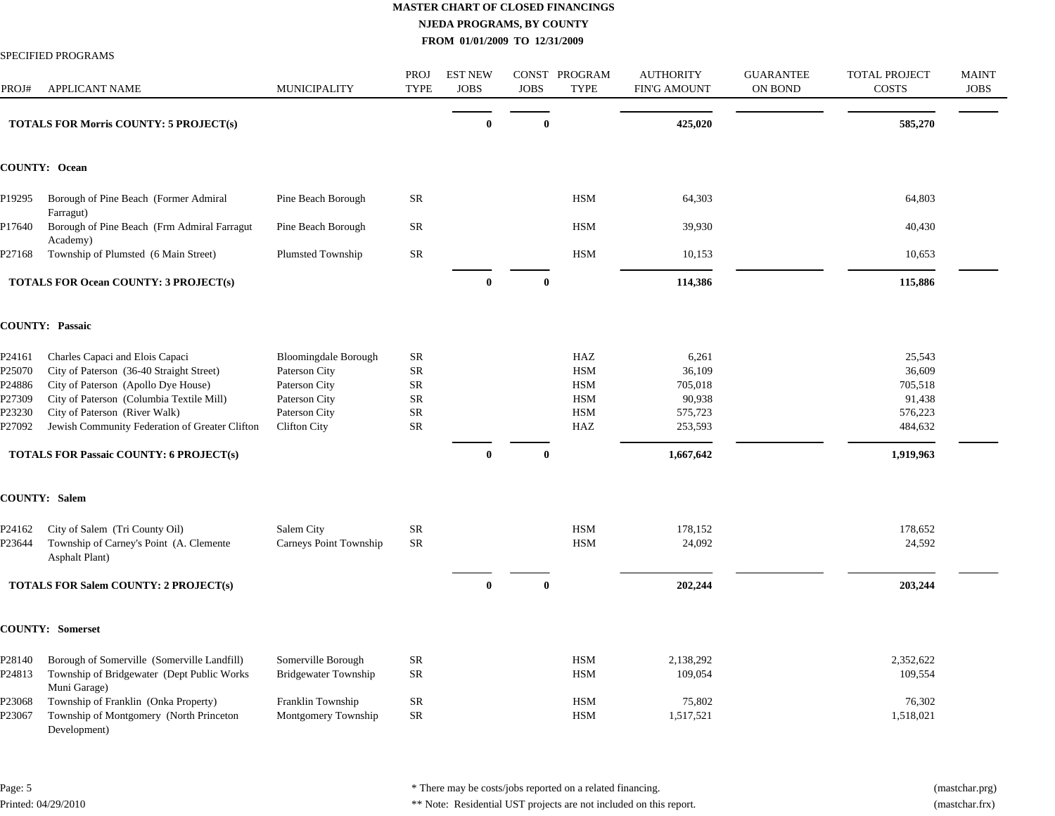# MASTER CHART OF CLOSED FINANCINGS

## NJEDA PROGRAMS, BY COUNTY

### FROM 01/01/2009 TO 12/31/2009

SPECIFIED PROGRAMS

| PROJ# | APPLICANT NAME | MUNICIPALITY | PROJ TYPE | EST NEW JOBS | CONST JOBS | PROGRAM TYPE | AUTHORITY FIN'G AMOUNT | GUARANTEE ON BOND | TOTAL PROJECT COSTS | MAINT JOBS |
|---|---|---|---|---|---|---|---|---|---|---|
| **TOTALS FOR Morris COUNTY: 5 PROJECT(s)** | | | | **0** | **0** | | **425,020** | | **585,270** | |
| **COUNTY: Ocean** | | | | | | | | | | |
| P19295 | Borough of Pine Beach (Former Admiral Farragut) | Pine Beach Borough | SR | | | HSM | 64,303 | | 64,803 | |
| P17640 | Borough of Pine Beach (Frm Admiral Farragut Academy) | Pine Beach Borough | SR | | | HSM | 39,930 | | 40,430 | |
| P27168 | Township of Plumsted (6 Main Street) | Plumsted Township | SR | | | HSM | 10,153 | | 10,653 | |
| **TOTALS FOR Ocean COUNTY: 3 PROJECT(s)** | | | | **0** | **0** | | **114,386** | | **115,886** | |
| **COUNTY: Passaic** | | | | | | | | | | |
| P24161 | Charles Capaci and Elois Capaci | Bloomingdale Borough | SR | | | HAZ | 6,261 | | 25,543 | |
| P25070 | City of Paterson (36-40 Straight Street) | Paterson City | SR | | | HSM | 36,109 | | 36,609 | |
| P24886 | City of Paterson (Apollo Dye House) | Paterson City | SR | | | HSM | 705,018 | | 705,518 | |
| P27309 | City of Paterson (Columbia Textile Mill) | Paterson City | SR | | | HSM | 90,938 | | 91,438 | |
| P23230 | City of Paterson (River Walk) | Paterson City | SR | | | HSM | 575,723 | | 576,223 | |
| P27092 | Jewish Community Federation of Greater Clifton | Clifton City | SR | | | HAZ | 253,593 | | 484,632 | |
| **TOTALS FOR Passaic COUNTY: 6 PROJECT(s)** | | | | **0** | **0** | | **1,667,642** | | **1,919,963** | |
| **COUNTY: Salem** | | | | | | | | | | |
| P24162 | City of Salem (Tri County Oil) | Salem City | SR | | | HSM | 178,152 | | 178,652 | |
| P23644 | Township of Carney's Point (A. Clemente Asphalt Plant) | Carneys Point Township | SR | | | HSM | 24,092 | | 24,592 | |
| **TOTALS FOR Salem COUNTY: 2 PROJECT(s)** | | | | **0** | **0** | | **202,244** | | **203,244** | |
| **COUNTY: Somerset** | | | | | | | | | | |
| P28140 | Borough of Somerville (Somerville Landfill) | Somerville Borough | SR | | | HSM | 2,138,292 | | 2,352,622 | |
| P24813 | Township of Bridgewater (Dept Public Works Muni Garage) | Bridgewater Township | SR | | | HSM | 109,054 | | 109,554 | |
| P23068 | Township of Franklin (Onka Property) | Franklin Township | SR | | | HSM | 75,802 | | 76,302 | |
| P23067 | Township of Montgomery (North Princeton Development) | Montgomery Township | SR | | | HSM | 1,517,521 | | 1,518,021 | |

Page: 5

Printed: 04/29/2010

* There may be costs/jobs reported on a related financing.

** Note: Residential UST projects are not included on this report.

(mastchar.prg)

(mastchar.frx)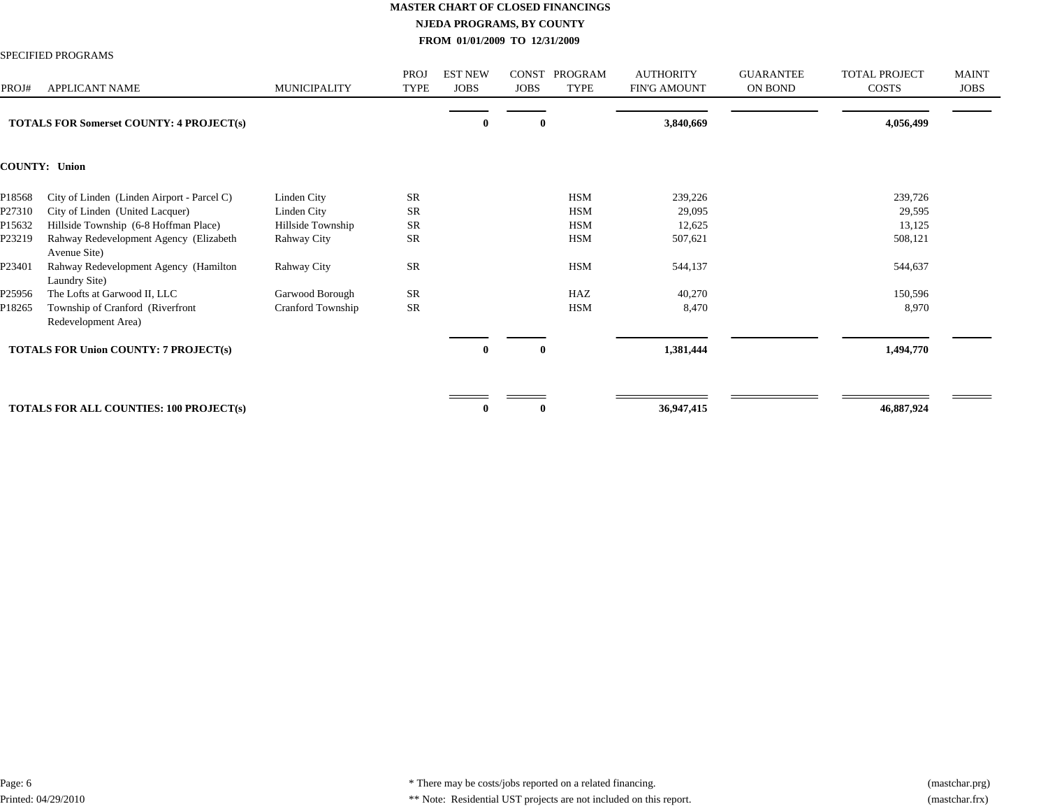# MASTER CHART OF CLOSED FINANCINGS
## NJEDA PROGRAMS, BY COUNTY
### FROM 01/01/2009 TO 12/31/2009

SPECIFIED PROGRAMS

| PROJ# | APPLICANT NAME | MUNICIPALITY | PROJ TYPE | EST NEW JOBS | CONST JOBS | PROGRAM TYPE | AUTHORITY FIN'G AMOUNT | GUARANTEE ON BOND | TOTAL PROJECT COSTS | MAINT JOBS |
|---|---|---|---|---|---|---|---|---|---|---|
| | **TOTALS FOR Somerset COUNTY: 4 PROJECT(s)** | | | **0** | **0** | | **3,840,669** | | **4,056,499** | |
| | **COUNTY: Union** | | | | | | | | | |
| P18568 | City of Linden (Linden Airport - Parcel C) | Linden City | SR | | | HSM | 239,226 | | 239,726 | |
| P27310 | City of Linden (United Lacquer) | Linden City | SR | | | HSM | 29,095 | | 29,595 | |
| P15632 | Hillside Township (6-8 Hoffman Place) | Hillside Township | SR | | | HSM | 12,625 | | 13,125 | |
| P23219 | Rahway Redevelopment Agency (Elizabeth Avenue Site) | Rahway City | SR | | | HSM | 507,621 | | 508,121 | |
| P23401 | Rahway Redevelopment Agency (Hamilton Laundry Site) | Rahway City | SR | | | HSM | 544,137 | | 544,637 | |
| P25956 | The Lofts at Garwood II, LLC | Garwood Borough | SR | | | HAZ | 40,270 | | 150,596 | |
| P18265 | Township of Cranford (Riverfront Redevelopment Area) | Cranford Township | SR | | | HSM | 8,470 | | 8,970 | |
| | **TOTALS FOR Union COUNTY: 7 PROJECT(s)** | | | **0** | **0** | | **1,381,444** | | **1,494,770** | |
| | **TOTALS FOR ALL COUNTIES: 100 PROJECT(s)** | | | **0** | **0** | | **36,947,415** | | **46,887,924** | |

\* There may be costs/jobs reported on a related financing.

\*\* Note: Residential UST projects are not included on this report.

Printed: 04/29/2010

(mastchar.prg)
(mastchar.frx)